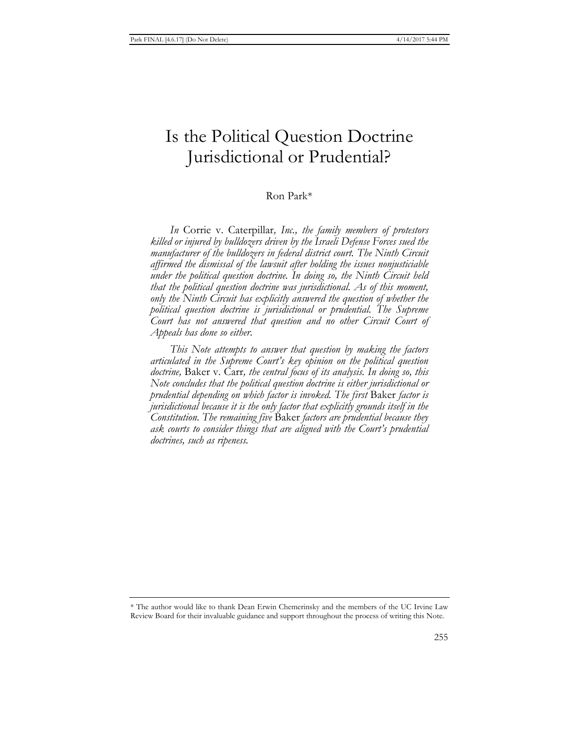# Is the Political Question Doctrine Jurisdictional or Prudential?

Ron Park*

*In* Corrie v. Caterpillar*, Inc., the family members of protestors killed or injured by bulldozers driven by the Israeli Defense Forces sued the manufacturer of the bulldozers in federal district court. The Ninth Circuit affirmed the dismissal of the lawsuit after holding the issues nonjusticiable under the political question doctrine. In doing so, the Ninth Circuit held that the political question doctrine was jurisdictional. As of this moment, only the Ninth Circuit has explicitly answered the question of whether the political question doctrine is jurisdictional or prudential. The Supreme Court has not answered that question and no other Circuit Court of Appeals has done so either.*

*This Note attempts to answer that question by making the factors articulated in the Supreme Court's key opinion on the political question doctrine,* Baker v. Carr*, the central focus of its analysis. In doing so, this Note concludes that the political question doctrine is either jurisdictional or prudential depending on which factor is invoked. The first* Baker *factor is jurisdictional because it is the only factor that explicitly grounds itself in the Constitution. The remaining five* Baker *factors are prudential because they ask courts to consider things that are aligned with the Court's prudential doctrines, such as ripeness.*

---

\* The author would like to thank Dean Erwin Chemerinsky and the members of the UC Irvine Law Review Board for their invaluable guidance and support throughout the process of writing this Note.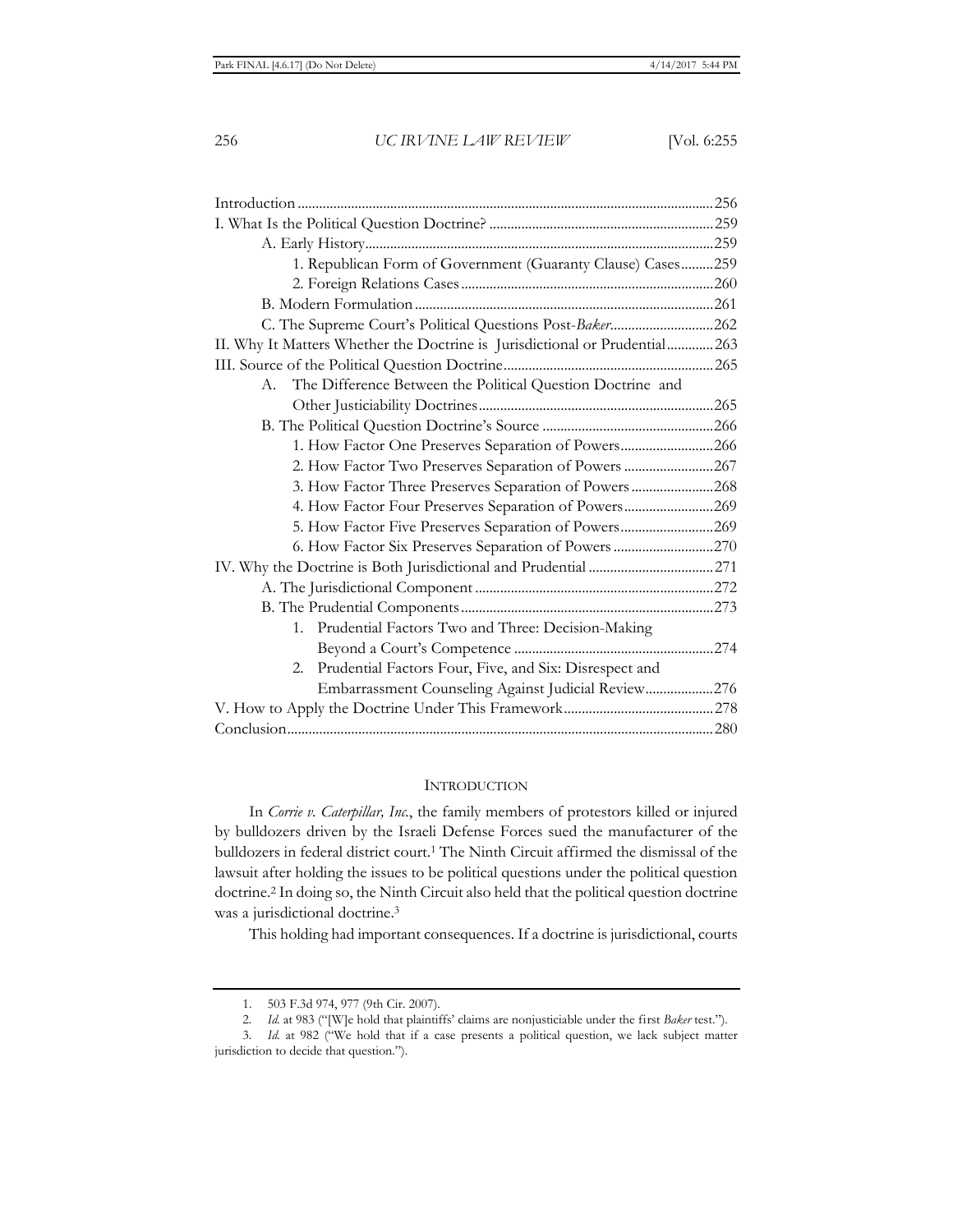| | |
|---|---|
| Introduction | 256 |
| I. What Is the Political Question Doctrine? | 259 |
|     A. Early History | 259 |
|         1. Republican Form of Government (Guaranty Clause) Cases | 259 |
|         2. Foreign Relations Cases | 260 |
|     B. Modern Formulation | 261 |
|     C. The Supreme Court's Political Questions Post-*Baker* | 262 |
| II. Why It Matters Whether the Doctrine is Jurisdictional or Prudential | 263 |
| III. Source of the Political Question Doctrine | 265 |
|     A. The Difference Between the Political Question Doctrine and Other Justiciability Doctrines | 265 |
|     B. The Political Question Doctrine's Source | 266 |
|         1. How Factor One Preserves Separation of Powers | 266 |
|         2. How Factor Two Preserves Separation of Powers | 267 |
|         3. How Factor Three Preserves Separation of Powers | 268 |
|         4. How Factor Four Preserves Separation of Powers | 269 |
|         5. How Factor Five Preserves Separation of Powers | 269 |
|         6. How Factor Six Preserves Separation of Powers | 270 |
| IV. Why the Doctrine is Both Jurisdictional and Prudential | 271 |
|     A. The Jurisdictional Component | 272 |
|     B. The Prudential Components | 273 |
|         1. Prudential Factors Two and Three: Decision-Making Beyond a Court's Competence | 274 |
|         2. Prudential Factors Four, Five, and Six: Disrespect and Embarrassment Counseling Against Judicial Review | 276 |
| V. How to Apply the Doctrine Under This Framework | 278 |
| Conclusion | 280 |

## INTRODUCTION

In *Corrie v. Caterpillar, Inc.*, the family members of protestors killed or injured by bulldozers driven by the Israeli Defense Forces sued the manufacturer of the bulldozers in federal district court.[1] The Ninth Circuit affirmed the dismissal of the lawsuit after holding the issues to be political questions under the political question doctrine.[2] In doing so, the Ninth Circuit also held that the political question doctrine was a jurisdictional doctrine.[3]

This holding had important consequences. If a doctrine is jurisdictional, courts

---

1. 503 F.3d 974, 977 (9th Cir. 2007).

2. *Id.* at 983 ("[W]e hold that plaintiffs' claims are nonjusticiable under the first *Baker* test.").

3. *Id.* at 982 ("We hold that if a case presents a political question, we lack subject matter jurisdiction to decide that question.").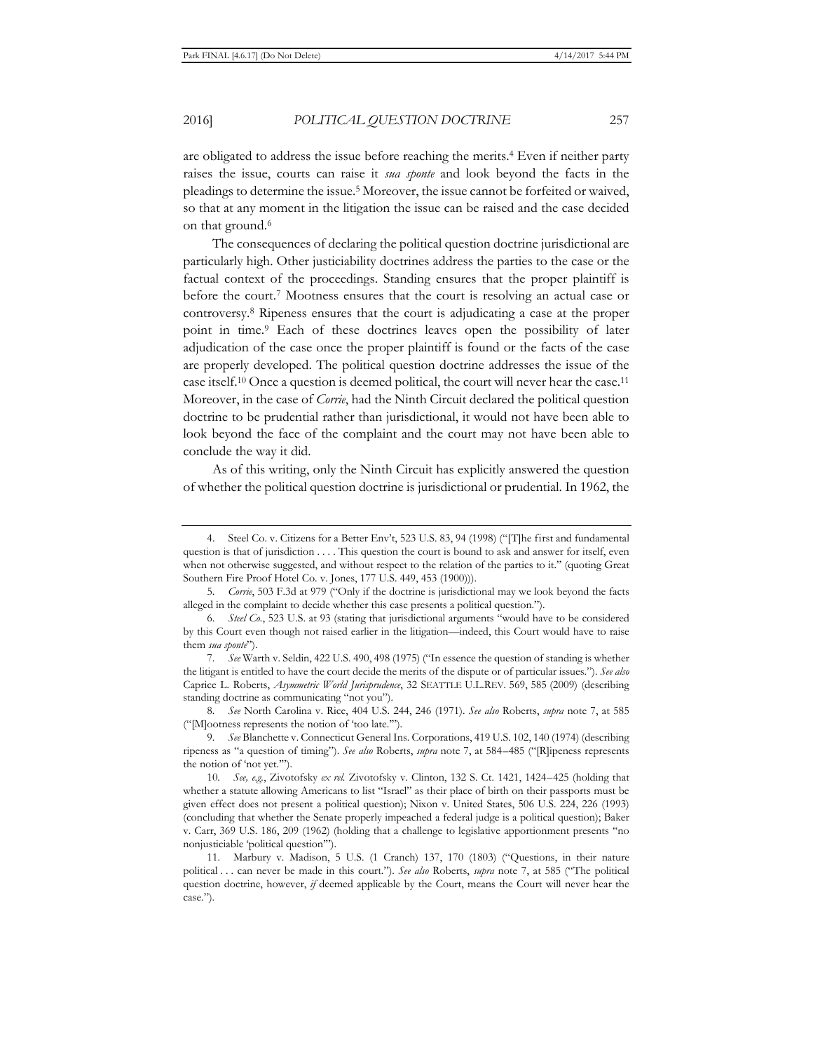are obligated to address the issue before reaching the merits.[4] Even if neither party raises the issue, courts can raise it *sua sponte* and look beyond the facts in the pleadings to determine the issue.[5] Moreover, the issue cannot be forfeited or waived, so that at any moment in the litigation the issue can be raised and the case decided on that ground.[6]

The consequences of declaring the political question doctrine jurisdictional are particularly high. Other justiciability doctrines address the parties to the case or the factual context of the proceedings. Standing ensures that the proper plaintiff is before the court.[7] Mootness ensures that the court is resolving an actual case or controversy.[8] Ripeness ensures that the court is adjudicating a case at the proper point in time.[9] Each of these doctrines leaves open the possibility of later adjudication of the case once the proper plaintiff is found or the facts of the case are properly developed. The political question doctrine addresses the issue of the case itself.[10] Once a question is deemed political, the court will never hear the case.[11] Moreover, in the case of *Corrie*, had the Ninth Circuit declared the political question doctrine to be prudential rather than jurisdictional, it would not have been able to look beyond the face of the complaint and the court may not have been able to conclude the way it did.

As of this writing, only the Ninth Circuit has explicitly answered the question of whether the political question doctrine is jurisdictional or prudential. In 1962, the

---

4. Steel Co. v. Citizens for a Better Env't, 523 U.S. 83, 94 (1998) ("[T]he first and fundamental question is that of jurisdiction . . . . This question the court is bound to ask and answer for itself, even when not otherwise suggested, and without respect to the relation of the parties to it." (quoting Great Southern Fire Proof Hotel Co. v. Jones, 177 U.S. 449, 453 (1900))).

5. *Corrie*, 503 F.3d at 979 ("Only if the doctrine is jurisdictional may we look beyond the facts alleged in the complaint to decide whether this case presents a political question.").

6. *Steel Co.*, 523 U.S. at 93 (stating that jurisdictional arguments "would have to be considered by this Court even though not raised earlier in the litigation—indeed, this Court would have to raise them *sua sponte*").

7. *See* Warth v. Seldin, 422 U.S. 490, 498 (1975) ("In essence the question of standing is whether the litigant is entitled to have the court decide the merits of the dispute or of particular issues."). *See also* Caprice L. Roberts, *Asymmetric World Jurisprudence*, 32 SEATTLE U.L.REV. 569, 585 (2009) (describing standing doctrine as communicating "not you").

8. *See* North Carolina v. Rice, 404 U.S. 244, 246 (1971). *See also* Roberts, *supra* note 7, at 585 ("[M]ootness represents the notion of 'too late.'").

9. *See* Blanchette v. Connecticut General Ins. Corporations, 419 U.S. 102, 140 (1974) (describing ripeness as "a question of timing"). *See also* Roberts, *supra* note 7, at 584–485 ("[R]ipeness represents the notion of 'not yet.'").

10. *See, e.g.*, Zivotofsky *ex rel.* Zivotofsky v. Clinton, 132 S. Ct. 1421, 1424–425 (holding that whether a statute allowing Americans to list "Israel" as their place of birth on their passports must be given effect does not present a political question); Nixon v. United States, 506 U.S. 224, 226 (1993) (concluding that whether the Senate properly impeached a federal judge is a political question); Baker v. Carr, 369 U.S. 186, 209 (1962) (holding that a challenge to legislative apportionment presents "no nonjusticiable 'political question'").

11. Marbury v. Madison, 5 U.S. (1 Cranch) 137, 170 (1803) ("Questions, in their nature political . . . can never be made in this court."). *See also* Roberts, *supra* note 7, at 585 ("The political question doctrine, however, *if* deemed applicable by the Court, means the Court will never hear the case.").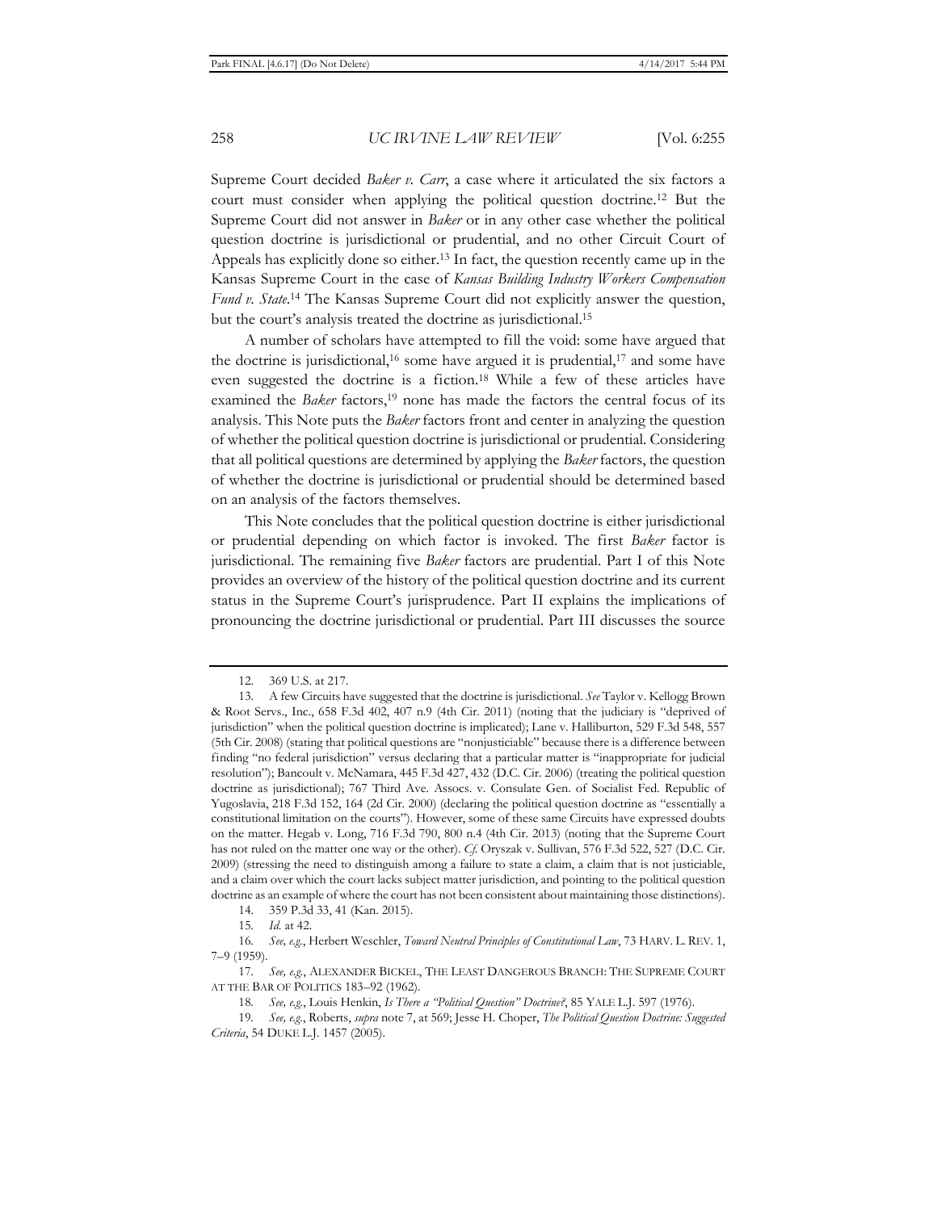Supreme Court decided *Baker v. Carr*, a case where it articulated the six factors a court must consider when applying the political question doctrine.[12] But the Supreme Court did not answer in *Baker* or in any other case whether the political question doctrine is jurisdictional or prudential, and no other Circuit Court of Appeals has explicitly done so either.[13] In fact, the question recently came up in the Kansas Supreme Court in the case of *Kansas Building Industry Workers Compensation Fund v. State*.[14] The Kansas Supreme Court did not explicitly answer the question, but the court's analysis treated the doctrine as jurisdictional.[15]

A number of scholars have attempted to fill the void: some have argued that the doctrine is jurisdictional,[16] some have argued it is prudential,[17] and some have even suggested the doctrine is a fiction.[18] While a few of these articles have examined the *Baker* factors,[19] none has made the factors the central focus of its analysis. This Note puts the *Baker* factors front and center in analyzing the question of whether the political question doctrine is jurisdictional or prudential. Considering that all political questions are determined by applying the *Baker* factors, the question of whether the doctrine is jurisdictional or prudential should be determined based on an analysis of the factors themselves.

This Note concludes that the political question doctrine is either jurisdictional or prudential depending on which factor is invoked. The first *Baker* factor is jurisdictional. The remaining five *Baker* factors are prudential. Part I of this Note provides an overview of the history of the political question doctrine and its current status in the Supreme Court's jurisprudence. Part II explains the implications of pronouncing the doctrine jurisdictional or prudential. Part III discusses the source

---

12. 369 U.S. at 217.

13. A few Circuits have suggested that the doctrine is jurisdictional. *See* Taylor v. Kellogg Brown & Root Servs., Inc., 658 F.3d 402, 407 n.9 (4th Cir. 2011) (noting that the judiciary is "deprived of jurisdiction" when the political question doctrine is implicated); Lane v. Halliburton, 529 F.3d 548, 557 (5th Cir. 2008) (stating that political questions are "nonjusticiable" because there is a difference between finding "no federal jurisdiction" versus declaring that a particular matter is "inappropriate for judicial resolution"); Bancoult v. McNamara, 445 F.3d 427, 432 (D.C. Cir. 2006) (treating the political question doctrine as jurisdictional); 767 Third Ave. Assocs. v. Consulate Gen. of Socialist Fed. Republic of Yugoslavia, 218 F.3d 152, 164 (2d Cir. 2000) (declaring the political question doctrine as "essentially a constitutional limitation on the courts"). However, some of these same Circuits have expressed doubts on the matter. Hegab v. Long, 716 F.3d 790, 800 n.4 (4th Cir. 2013) (noting that the Supreme Court has not ruled on the matter one way or the other). *Cf.* Oryszak v. Sullivan, 576 F.3d 522, 527 (D.C. Cir. 2009) (stressing the need to distinguish among a failure to state a claim, a claim that is not justiciable, and a claim over which the court lacks subject matter jurisdiction, and pointing to the political question doctrine as an example of where the court has not been consistent about maintaining those distinctions).

14. 359 P.3d 33, 41 (Kan. 2015).

15. *Id.* at 42.

16. *See, e.g.*, Herbert Weschler, *Toward Neutral Principles of Constitutional Law*, 73 HARV. L. REV. 1, 7–9 (1959).

17. *See, e.g.*, ALEXANDER BICKEL, THE LEAST DANGEROUS BRANCH: THE SUPREME COURT AT THE BAR OF POLITICS 183–92 (1962).

18. *See, e.g.*, Louis Henkin, *Is There a "Political Question" Doctrine?*, 85 YALE L.J. 597 (1976).

19. *See, e.g.*, Roberts, *supra* note 7, at 569; Jesse H. Choper, *The Political Question Doctrine: Suggested Criteria*, 54 DUKE L.J. 1457 (2005).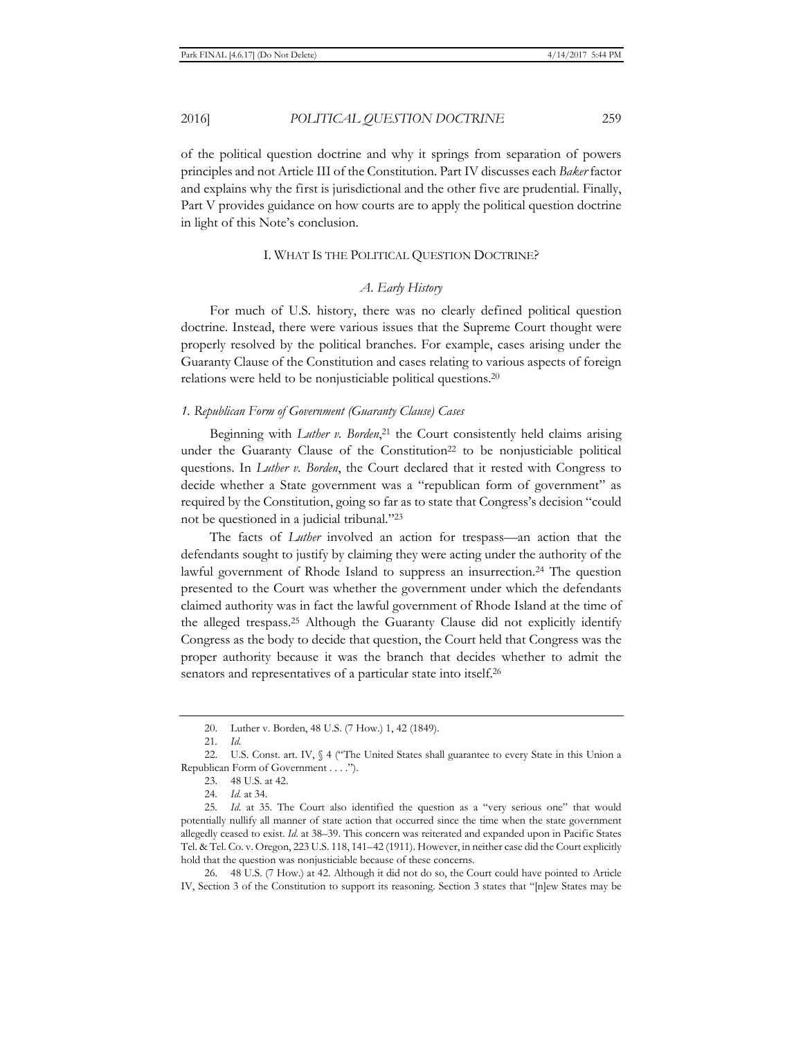of the political question doctrine and why it springs from separation of powers principles and not Article III of the Constitution. Part IV discusses each *Baker* factor and explains why the first is jurisdictional and the other five are prudential. Finally, Part V provides guidance on how courts are to apply the political question doctrine in light of this Note's conclusion.

## I. WHAT IS THE POLITICAL QUESTION DOCTRINE?

### *A. Early History*

For much of U.S. history, there was no clearly defined political question doctrine. Instead, there were various issues that the Supreme Court thought were properly resolved by the political branches. For example, cases arising under the Guaranty Clause of the Constitution and cases relating to various aspects of foreign relations were held to be nonjusticiable political questions.[20]

#### *1. Republican Form of Government (Guaranty Clause) Cases*

Beginning with *Luther v. Borden*,[21] the Court consistently held claims arising under the Guaranty Clause of the Constitution[22] to be nonjusticiable political questions. In *Luther v. Borden*, the Court declared that it rested with Congress to decide whether a State government was a "republican form of government" as required by the Constitution, going so far as to state that Congress's decision "could not be questioned in a judicial tribunal."[23]

The facts of *Luther* involved an action for trespass—an action that the defendants sought to justify by claiming they were acting under the authority of the lawful government of Rhode Island to suppress an insurrection.[24] The question presented to the Court was whether the government under which the defendants claimed authority was in fact the lawful government of Rhode Island at the time of the alleged trespass.[25] Although the Guaranty Clause did not explicitly identify Congress as the body to decide that question, the Court held that Congress was the proper authority because it was the branch that decides whether to admit the senators and representatives of a particular state into itself.[26]

---

20. Luther v. Borden, 48 U.S. (7 How.) 1, 42 (1849).

21. *Id.*

22. U.S. Const. art. IV, § 4 ("The United States shall guarantee to every State in this Union a Republican Form of Government . . . .").

23. 48 U.S. at 42.

24. *Id.* at 34.

25. *Id.* at 35. The Court also identified the question as a "very serious one" that would potentially nullify all manner of state action that occurred since the time when the state government allegedly ceased to exist. *Id.* at 38–39. This concern was reiterated and expanded upon in Pacific States Tel. & Tel. Co. v. Oregon, 223 U.S. 118, 141–42 (1911). However, in neither case did the Court explicitly hold that the question was nonjusticiable because of these concerns.

26. 48 U.S. (7 How.) at 42. Although it did not do so, the Court could have pointed to Article IV, Section 3 of the Constitution to support its reasoning. Section 3 states that "[n]ew States may be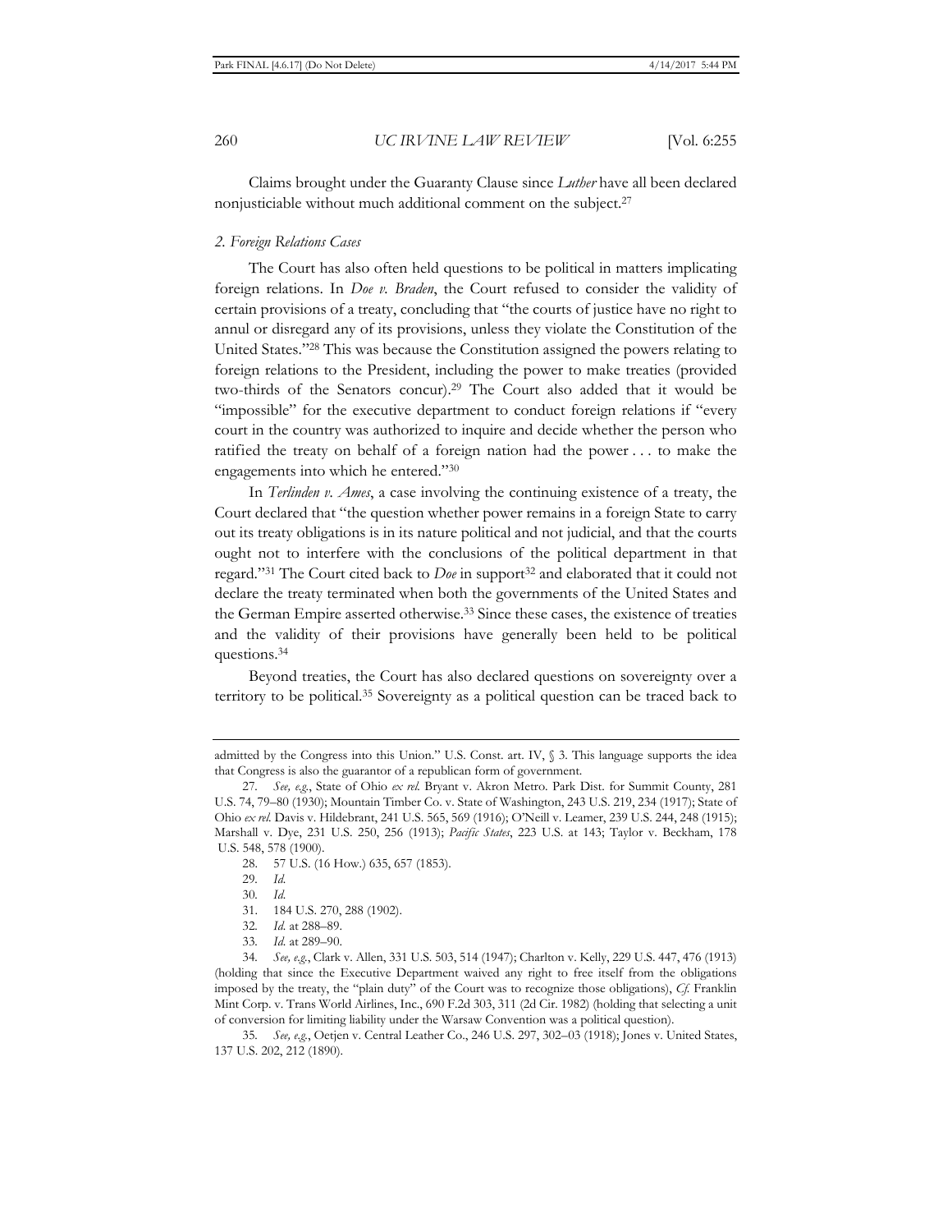Claims brought under the Guaranty Clause since *Luther* have all been declared nonjusticiable without much additional comment on the subject.[27]

### *2. Foreign Relations Cases*

The Court has also often held questions to be political in matters implicating foreign relations. In *Doe v. Braden*, the Court refused to consider the validity of certain provisions of a treaty, concluding that "the courts of justice have no right to annul or disregard any of its provisions, unless they violate the Constitution of the United States."[28] This was because the Constitution assigned the powers relating to foreign relations to the President, including the power to make treaties (provided two-thirds of the Senators concur).[29] The Court also added that it would be "impossible" for the executive department to conduct foreign relations if "every court in the country was authorized to inquire and decide whether the person who ratified the treaty on behalf of a foreign nation had the power . . . to make the engagements into which he entered."[30]

In *Terlinden v. Ames*, a case involving the continuing existence of a treaty, the Court declared that "the question whether power remains in a foreign State to carry out its treaty obligations is in its nature political and not judicial, and that the courts ought not to interfere with the conclusions of the political department in that regard."[31] The Court cited back to *Doe* in support[32] and elaborated that it could not declare the treaty terminated when both the governments of the United States and the German Empire asserted otherwise.[33] Since these cases, the existence of treaties and the validity of their provisions have generally been held to be political questions.[34]

Beyond treaties, the Court has also declared questions on sovereignty over a territory to be political.[35] Sovereignty as a political question can be traced back to

---

admitted by the Congress into this Union." U.S. Const. art. IV, § 3. This language supports the idea that Congress is also the guarantor of a republican form of government.

27. *See, e.g.*, State of Ohio *ex rel.* Bryant v. Akron Metro. Park Dist. for Summit County, 281 U.S. 74, 79–80 (1930); Mountain Timber Co. v. State of Washington, 243 U.S. 219, 234 (1917); State of Ohio *ex rel.* Davis v. Hildebrant, 241 U.S. 565, 569 (1916); O'Neill v. Leamer, 239 U.S. 244, 248 (1915); Marshall v. Dye, 231 U.S. 250, 256 (1913); *Pacific States*, 223 U.S. at 143; Taylor v. Beckham, 178 U.S. 548, 578 (1900).

28. 57 U.S. (16 How.) 635, 657 (1853).

29. *Id.*

30. *Id.*

31. 184 U.S. 270, 288 (1902).

32. *Id.* at 288–89.

33. *Id.* at 289–90.

34. *See, e.g.*, Clark v. Allen, 331 U.S. 503, 514 (1947); Charlton v. Kelly, 229 U.S. 447, 476 (1913) (holding that since the Executive Department waived any right to free itself from the obligations imposed by the treaty, the "plain duty" of the Court was to recognize those obligations), *Cf.* Franklin Mint Corp. v. Trans World Airlines, Inc., 690 F.2d 303, 311 (2d Cir. 1982) (holding that selecting a unit of conversion for limiting liability under the Warsaw Convention was a political question).

35. *See, e.g.*, Oetjen v. Central Leather Co., 246 U.S. 297, 302–03 (1918); Jones v. United States, 137 U.S. 202, 212 (1890).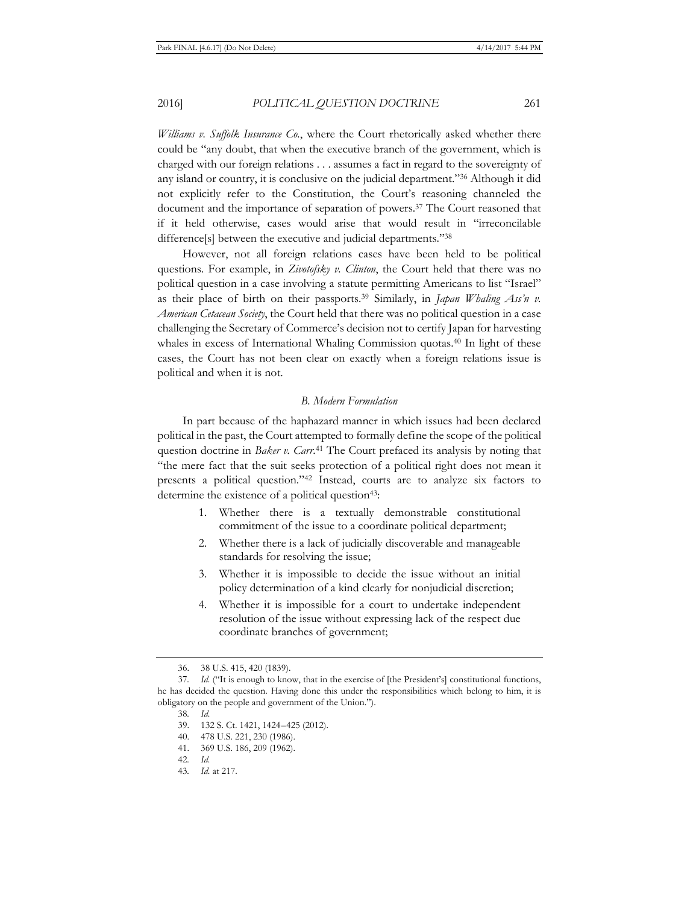*Williams v. Suffolk Insurance Co.*, where the Court rhetorically asked whether there could be "any doubt, that when the executive branch of the government, which is charged with our foreign relations . . . assumes a fact in regard to the sovereignty of any island or country, it is conclusive on the judicial department."[36] Although it did not explicitly refer to the Constitution, the Court's reasoning channeled the document and the importance of separation of powers.[37] The Court reasoned that if it held otherwise, cases would arise that would result in "irreconcilable difference[s] between the executive and judicial departments."[38]

However, not all foreign relations cases have been held to be political questions. For example, in *Zivotofsky v. Clinton*, the Court held that there was no political question in a case involving a statute permitting Americans to list "Israel" as their place of birth on their passports.[39] Similarly, in *Japan Whaling Ass'n v. American Cetacean Society*, the Court held that there was no political question in a case challenging the Secretary of Commerce's decision not to certify Japan for harvesting whales in excess of International Whaling Commission quotas.[40] In light of these cases, the Court has not been clear on exactly when a foreign relations issue is political and when it is not.

### *B. Modern Formulation*

In part because of the haphazard manner in which issues had been declared political in the past, the Court attempted to formally define the scope of the political question doctrine in *Baker v. Carr*.[41] The Court prefaced its analysis by noting that "the mere fact that the suit seeks protection of a political right does not mean it presents a political question."[42] Instead, courts are to analyze six factors to determine the existence of a political question[43]:

1. Whether there is a textually demonstrable constitutional commitment of the issue to a coordinate political department;
2. Whether there is a lack of judicially discoverable and manageable standards for resolving the issue;
3. Whether it is impossible to decide the issue without an initial policy determination of a kind clearly for nonjudicial discretion;
4. Whether it is impossible for a court to undertake independent resolution of the issue without expressing lack of the respect due coordinate branches of government;

---

36. 38 U.S. 415, 420 (1839).

37. *Id.* ("It is enough to know, that in the exercise of [the President's] constitutional functions, he has decided the question. Having done this under the responsibilities which belong to him, it is obligatory on the people and government of the Union.").

38. *Id.*

39. 132 S. Ct. 1421, 1424–425 (2012).

40. 478 U.S. 221, 230 (1986).

41. 369 U.S. 186, 209 (1962).

42. *Id.*

43. *Id.* at 217.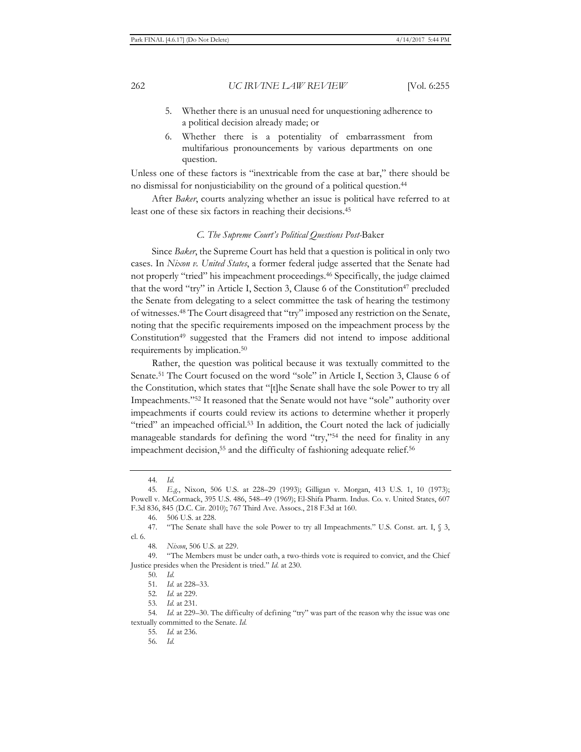5. Whether there is an unusual need for unquestioning adherence to a political decision already made; or
6. Whether there is a potentiality of embarrassment from multifarious pronouncements by various departments on one question.

Unless one of these factors is "inextricable from the case at bar," there should be no dismissal for nonjusticiability on the ground of a political question.[44]

After *Baker*, courts analyzing whether an issue is political have referred to at least one of these six factors in reaching their decisions.[45]

### *C. The Supreme Court's Political Questions Post-*Baker

Since *Baker*, the Supreme Court has held that a question is political in only two cases. In *Nixon v. United States*, a former federal judge asserted that the Senate had not properly "tried" his impeachment proceedings.[46] Specifically, the judge claimed that the word "try" in Article I, Section 3, Clause 6 of the Constitution[47] precluded the Senate from delegating to a select committee the task of hearing the testimony of witnesses.[48] The Court disagreed that "try" imposed any restriction on the Senate, noting that the specific requirements imposed on the impeachment process by the Constitution[49] suggested that the Framers did not intend to impose additional requirements by implication.[50]

Rather, the question was political because it was textually committed to the Senate.[51] The Court focused on the word "sole" in Article I, Section 3, Clause 6 of the Constitution, which states that "[t]he Senate shall have the sole Power to try all Impeachments."[52] It reasoned that the Senate would not have "sole" authority over impeachments if courts could review its actions to determine whether it properly "tried" an impeached official.[53] In addition, the Court noted the lack of judicially manageable standards for defining the word "try,"[54] the need for finality in any impeachment decision,[55] and the difficulty of fashioning adequate relief.[56]

---

44. *Id.*

45. *E.g.*, Nixon, 506 U.S. at 228–29 (1993); Gilligan v. Morgan, 413 U.S. 1, 10 (1973); Powell v. McCormack, 395 U.S. 486, 548–49 (1969); El-Shifa Pharm. Indus. Co. v. United States, 607 F.3d 836, 845 (D.C. Cir. 2010); 767 Third Ave. Assocs., 218 F.3d at 160.

46. 506 U.S. at 228.

47. "The Senate shall have the sole Power to try all Impeachments." U.S. Const. art. I, § 3, cl. 6.

48. *Nixon*, 506 U.S. at 229.

49. "The Members must be under oath, a two-thirds vote is required to convict, and the Chief Justice presides when the President is tried." *Id.* at 230.

50. *Id.*

51. *Id.* at 228–33.

52. *Id.* at 229.

53. *Id.* at 231.

54. *Id.* at 229–30. The difficulty of defining "try" was part of the reason why the issue was one textually committed to the Senate. *Id.*

55. *Id.* at 236.

56. *Id.*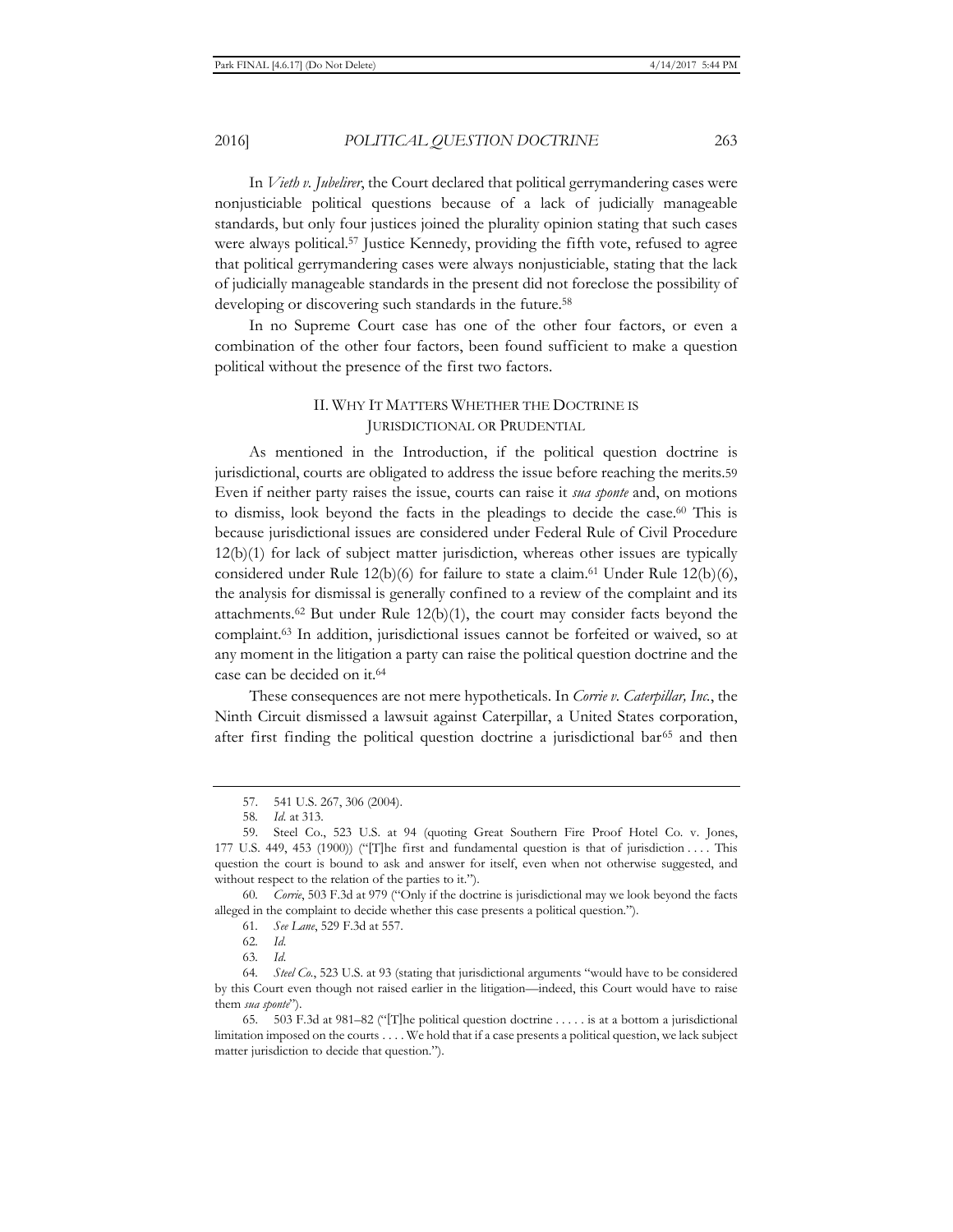In *Vieth v. Jubelirer*, the Court declared that political gerrymandering cases were nonjusticiable political questions because of a lack of judicially manageable standards, but only four justices joined the plurality opinion stating that such cases were always political.[57] Justice Kennedy, providing the fifth vote, refused to agree that political gerrymandering cases were always nonjusticiable, stating that the lack of judicially manageable standards in the present did not foreclose the possibility of developing or discovering such standards in the future.[58]

In no Supreme Court case has one of the other four factors, or even a combination of the other four factors, been found sufficient to make a question political without the presence of the first two factors.

## II. WHY IT MATTERS WHETHER THE DOCTRINE IS JURISDICTIONAL OR PRUDENTIAL

As mentioned in the Introduction, if the political question doctrine is jurisdictional, courts are obligated to address the issue before reaching the merits.[59] Even if neither party raises the issue, courts can raise it *sua sponte* and, on motions to dismiss, look beyond the facts in the pleadings to decide the case.[60] This is because jurisdictional issues are considered under Federal Rule of Civil Procedure 12(b)(1) for lack of subject matter jurisdiction, whereas other issues are typically considered under Rule 12(b)(6) for failure to state a claim.[61] Under Rule 12(b)(6), the analysis for dismissal is generally confined to a review of the complaint and its attachments.[62] But under Rule 12(b)(1), the court may consider facts beyond the complaint.[63] In addition, jurisdictional issues cannot be forfeited or waived, so at any moment in the litigation a party can raise the political question doctrine and the case can be decided on it.[64]

These consequences are not mere hypotheticals. In *Corrie v. Caterpillar, Inc.*, the Ninth Circuit dismissed a lawsuit against Caterpillar, a United States corporation, after first finding the political question doctrine a jurisdictional bar[65] and then

---

57. 541 U.S. 267, 306 (2004).

58. *Id.* at 313.

59. Steel Co., 523 U.S. at 94 (quoting Great Southern Fire Proof Hotel Co. v. Jones, 177 U.S. 449, 453 (1900)) ("[T]he first and fundamental question is that of jurisdiction . . . . This question the court is bound to ask and answer for itself, even when not otherwise suggested, and without respect to the relation of the parties to it.").

60. *Corrie*, 503 F.3d at 979 ("Only if the doctrine is jurisdictional may we look beyond the facts alleged in the complaint to decide whether this case presents a political question.").

61. *See Lane*, 529 F.3d at 557.

62. *Id.*

63. *Id.*

64. *Steel Co.*, 523 U.S. at 93 (stating that jurisdictional arguments "would have to be considered by this Court even though not raised earlier in the litigation—indeed, this Court would have to raise them *sua sponte*").

65. 503 F.3d at 981–82 ("[T]he political question doctrine . . . . . is at a bottom a jurisdictional limitation imposed on the courts . . . . We hold that if a case presents a political question, we lack subject matter jurisdiction to decide that question.").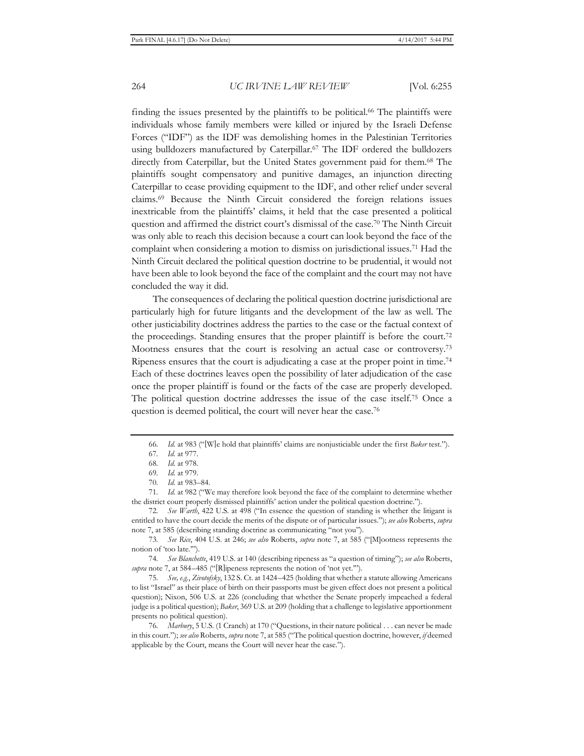finding the issues presented by the plaintiffs to be political.[66] The plaintiffs were individuals whose family members were killed or injured by the Israeli Defense Forces ("IDF") as the IDF was demolishing homes in the Palestinian Territories using bulldozers manufactured by Caterpillar.[67] The IDF ordered the bulldozers directly from Caterpillar, but the United States government paid for them.[68] The plaintiffs sought compensatory and punitive damages, an injunction directing Caterpillar to cease providing equipment to the IDF, and other relief under several claims.[69] Because the Ninth Circuit considered the foreign relations issues inextricable from the plaintiffs' claims, it held that the case presented a political question and affirmed the district court's dismissal of the case.[70] The Ninth Circuit was only able to reach this decision because a court can look beyond the face of the complaint when considering a motion to dismiss on jurisdictional issues.[71] Had the Ninth Circuit declared the political question doctrine to be prudential, it would not have been able to look beyond the face of the complaint and the court may not have concluded the way it did.

The consequences of declaring the political question doctrine jurisdictional are particularly high for future litigants and the development of the law as well. The other justiciability doctrines address the parties to the case or the factual context of the proceedings. Standing ensures that the proper plaintiff is before the court.[72] Mootness ensures that the court is resolving an actual case or controversy.[73] Ripeness ensures that the court is adjudicating a case at the proper point in time.[74] Each of these doctrines leaves open the possibility of later adjudication of the case once the proper plaintiff is found or the facts of the case are properly developed. The political question doctrine addresses the issue of the case itself.[75] Once a question is deemed political, the court will never hear the case.[76]

---

66. *Id.* at 983 ("[W]e hold that plaintiffs' claims are nonjusticiable under the first *Baker* test.").

67. *Id.* at 977.

68. *Id.* at 978.

69. *Id.* at 979.

70. *Id.* at 983–84.

71. *Id.* at 982 ("We may therefore look beyond the face of the complaint to determine whether the district court properly dismissed plaintiffs' action under the political question doctrine.").

72. *See Warth*, 422 U.S. at 498 ("In essence the question of standing is whether the litigant is entitled to have the court decide the merits of the dispute or of particular issues."); *see also* Roberts, *supra* note 7, at 585 (describing standing doctrine as communicating "not you").

73. *See Rice*, 404 U.S. at 246; *see also* Roberts, *supra* note 7, at 585 ("[M]ootness represents the notion of 'too late.'").

74. *See Blanchette*, 419 U.S. at 140 (describing ripeness as "a question of timing"); *see also* Roberts, *supra* note 7, at 584–485 ("[R]ipeness represents the notion of 'not yet.'").

75. *See, e.g.*, *Zivotofsky*, 132 S. Ct. at 1424–425 (holding that whether a statute allowing Americans to list "Israel" as their place of birth on their passports must be given effect does not present a political question); Nixon, 506 U.S. at 226 (concluding that whether the Senate properly impeached a federal judge is a political question); *Baker*, 369 U.S. at 209 (holding that a challenge to legislative apportionment presents no political question).

76. *Marbury*, 5 U.S. (1 Cranch) at 170 ("Questions, in their nature political . . . can never be made in this court."); *see also* Roberts, *supra* note 7, at 585 ("The political question doctrine, however, *if* deemed applicable by the Court, means the Court will never hear the case.").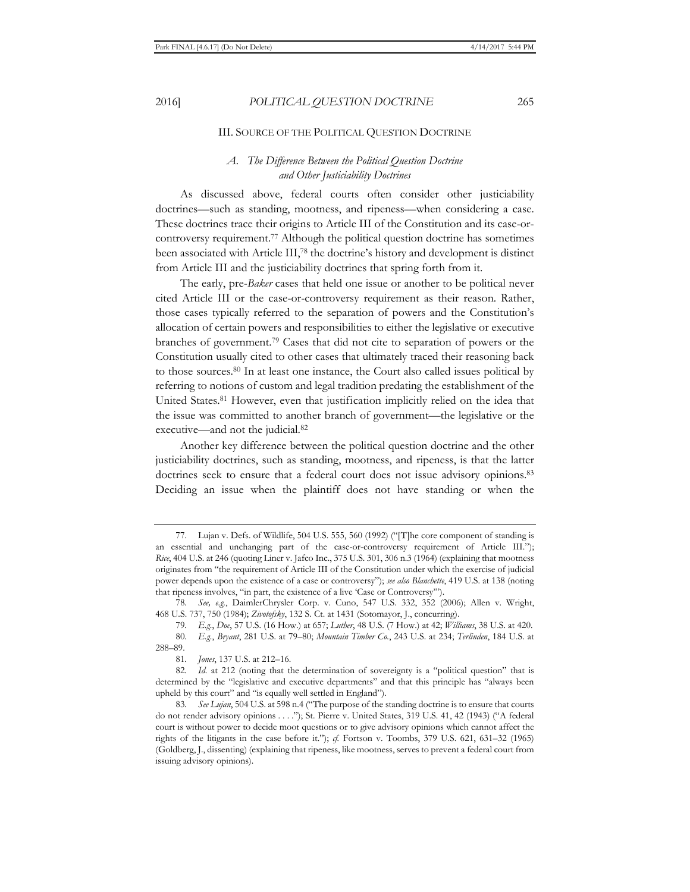## III. SOURCE OF THE POLITICAL QUESTION DOCTRINE

### *A. The Difference Between the Political Question Doctrine and Other Justiciability Doctrines*

As discussed above, federal courts often consider other justiciability doctrines—such as standing, mootness, and ripeness—when considering a case. These doctrines trace their origins to Article III of the Constitution and its case-or-controversy requirement.[77] Although the political question doctrine has sometimes been associated with Article III,[78] the doctrine's history and development is distinct from Article III and the justiciability doctrines that spring forth from it.

The early, pre-*Baker* cases that held one issue or another to be political never cited Article III or the case-or-controversy requirement as their reason. Rather, those cases typically referred to the separation of powers and the Constitution's allocation of certain powers and responsibilities to either the legislative or executive branches of government.[79] Cases that did not cite to separation of powers or the Constitution usually cited to other cases that ultimately traced their reasoning back to those sources.[80] In at least one instance, the Court also called issues political by referring to notions of custom and legal tradition predating the establishment of the United States.[81] However, even that justification implicitly relied on the idea that the issue was committed to another branch of government—the legislative or the executive—and not the judicial.[82]

Another key difference between the political question doctrine and the other justiciability doctrines, such as standing, mootness, and ripeness, is that the latter doctrines seek to ensure that a federal court does not issue advisory opinions.[83] Deciding an issue when the plaintiff does not have standing or when the

---

77. Lujan v. Defs. of Wildlife, 504 U.S. 555, 560 (1992) ("[T]he core component of standing is an essential and unchanging part of the case-or-controversy requirement of Article III."); *Rice*, 404 U.S. at 246 (quoting Liner v. Jafco Inc., 375 U.S. 301, 306 n.3 (1964) (explaining that mootness originates from "the requirement of Article III of the Constitution under which the exercise of judicial power depends upon the existence of a case or controversy"); *see also Blanchette*, 419 U.S. at 138 (noting that ripeness involves, "in part, the existence of a live 'Case or Controversy'").

78. *See, e.g.*, DaimlerChrysler Corp. v. Cuno, 547 U.S. 332, 352 (2006); Allen v. Wright, 468 U.S. 737, 750 (1984); *Zivotofsky*, 132 S. Ct. at 1431 (Sotomayor, J., concurring).

79. *E.g.*, *Doe*, 57 U.S. (16 How.) at 657; *Luther*, 48 U.S. (7 How.) at 42; *Williams*, 38 U.S. at 420.

80. *E.g.*, *Bryant*, 281 U.S. at 79–80; *Mountain Timber Co.*, 243 U.S. at 234; *Terlinden*, 184 U.S. at 288–89.

81. *Jones*, 137 U.S. at 212–16.

82. *Id.* at 212 (noting that the determination of sovereignty is a "political question" that is determined by the "legislative and executive departments" and that this principle has "always been upheld by this court" and "is equally well settled in England").

83. *See Lujan*, 504 U.S. at 598 n.4 ("The purpose of the standing doctrine is to ensure that courts do not render advisory opinions . . . ."); St. Pierre v. United States, 319 U.S. 41, 42 (1943) ("A federal court is without power to decide moot questions or to give advisory opinions which cannot affect the rights of the litigants in the case before it."); *cf.* Fortson v. Toombs, 379 U.S. 621, 631–32 (1965) (Goldberg, J., dissenting) (explaining that ripeness, like mootness, serves to prevent a federal court from issuing advisory opinions).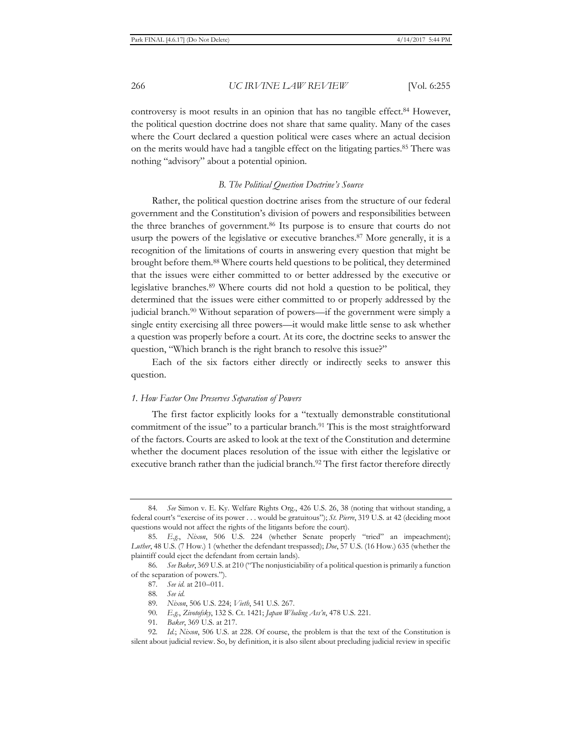controversy is moot results in an opinion that has no tangible effect.[84] However, the political question doctrine does not share that same quality. Many of the cases where the Court declared a question political were cases where an actual decision on the merits would have had a tangible effect on the litigating parties.[85] There was nothing "advisory" about a potential opinion.

### *B. The Political Question Doctrine's Source*

Rather, the political question doctrine arises from the structure of our federal government and the Constitution's division of powers and responsibilities between the three branches of government.[86] Its purpose is to ensure that courts do not usurp the powers of the legislative or executive branches.[87] More generally, it is a recognition of the limitations of courts in answering every question that might be brought before them.[88] Where courts held questions to be political, they determined that the issues were either committed to or better addressed by the executive or legislative branches.[89] Where courts did not hold a question to be political, they determined that the issues were either committed to or properly addressed by the judicial branch.[90] Without separation of powers—if the government were simply a single entity exercising all three powers—it would make little sense to ask whether a question was properly before a court. At its core, the doctrine seeks to answer the question, "Which branch is the right branch to resolve this issue?"

Each of the six factors either directly or indirectly seeks to answer this question.

#### *1. How Factor One Preserves Separation of Powers*

The first factor explicitly looks for a "textually demonstrable constitutional commitment of the issue" to a particular branch.[91] This is the most straightforward of the factors. Courts are asked to look at the text of the Constitution and determine whether the document places resolution of the issue with either the legislative or executive branch rather than the judicial branch.[92] The first factor therefore directly

---

84. *See* Simon v. E. Ky. Welfare Rights Org., 426 U.S. 26, 38 (noting that without standing, a federal court's "exercise of its power . . . would be gratuitous"); *St. Pierre*, 319 U.S. at 42 (deciding moot questions would not affect the rights of the litigants before the court).

85. *E.g.*, *Nixon*, 506 U.S. 224 (whether Senate properly "tried" an impeachment); *Luther*, 48 U.S. (7 How.) 1 (whether the defendant trespassed); *Doe*, 57 U.S. (16 How.) 635 (whether the plaintiff could eject the defendant from certain lands).

86. *See Baker*, 369 U.S. at 210 ("The nonjusticiability of a political question is primarily a function of the separation of powers.").

87. *See id.* at 210–011.

88. *See id.*

89. *Nixon*, 506 U.S. 224; *Vieth*, 541 U.S. 267.

90. *E.g.*, *Zivotofsky*, 132 S. Ct. 1421; *Japan Whaling Ass'n*, 478 U.S. 221.

91. *Baker*, 369 U.S. at 217.

92. *Id.*; *Nixon*, 506 U.S. at 228. Of course, the problem is that the text of the Constitution is silent about judicial review. So, by definition, it is also silent about precluding judicial review in specific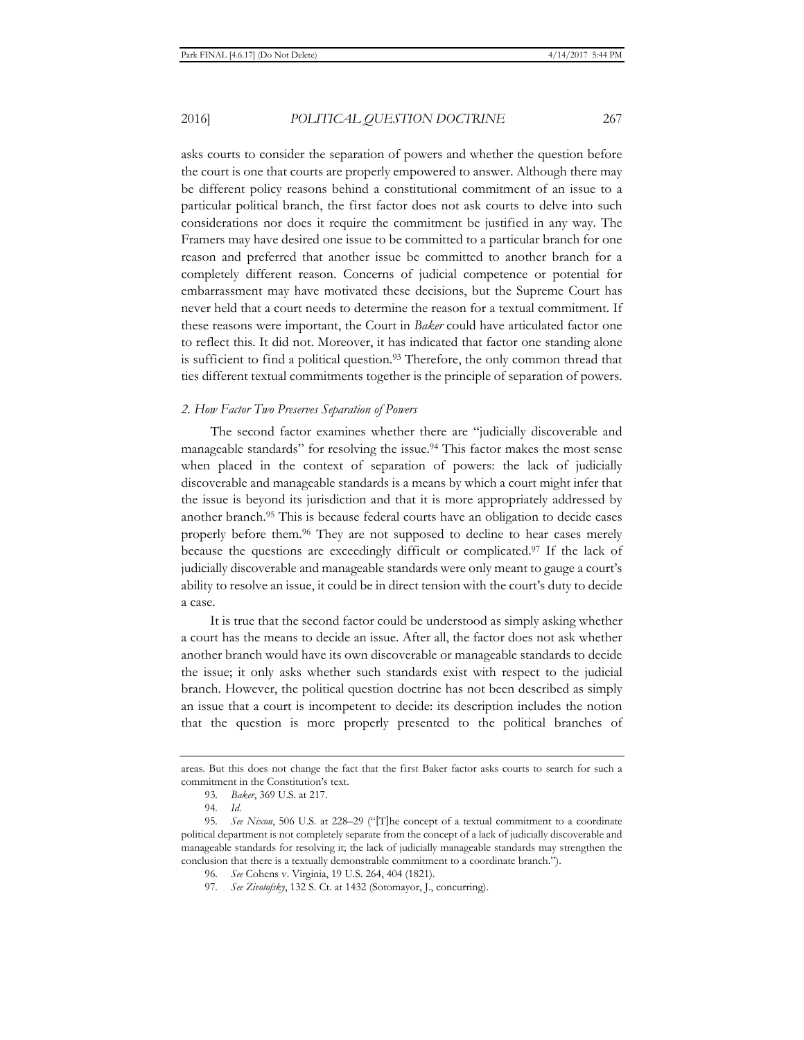asks courts to consider the separation of powers and whether the question before the court is one that courts are properly empowered to answer. Although there may be different policy reasons behind a constitutional commitment of an issue to a particular political branch, the first factor does not ask courts to delve into such considerations nor does it require the commitment be justified in any way. The Framers may have desired one issue to be committed to a particular branch for one reason and preferred that another issue be committed to another branch for a completely different reason. Concerns of judicial competence or potential for embarrassment may have motivated these decisions, but the Supreme Court has never held that a court needs to determine the reason for a textual commitment. If these reasons were important, the Court in *Baker* could have articulated factor one to reflect this. It did not. Moreover, it has indicated that factor one standing alone is sufficient to find a political question.[93] Therefore, the only common thread that ties different textual commitments together is the principle of separation of powers.

### *2. How Factor Two Preserves Separation of Powers*

The second factor examines whether there are "judicially discoverable and manageable standards" for resolving the issue.[94] This factor makes the most sense when placed in the context of separation of powers: the lack of judicially discoverable and manageable standards is a means by which a court might infer that the issue is beyond its jurisdiction and that it is more appropriately addressed by another branch.[95] This is because federal courts have an obligation to decide cases properly before them.[96] They are not supposed to decline to hear cases merely because the questions are exceedingly difficult or complicated.[97] If the lack of judicially discoverable and manageable standards were only meant to gauge a court's ability to resolve an issue, it could be in direct tension with the court's duty to decide a case.

It is true that the second factor could be understood as simply asking whether a court has the means to decide an issue. After all, the factor does not ask whether another branch would have its own discoverable or manageable standards to decide the issue; it only asks whether such standards exist with respect to the judicial branch. However, the political question doctrine has not been described as simply an issue that a court is incompetent to decide: its description includes the notion that the question is more properly presented to the political branches of

---

areas. But this does not change the fact that the first Baker factor asks courts to search for such a commitment in the Constitution's text.

93. *Baker*, 369 U.S. at 217.

94. *Id.*

95. *See Nixon*, 506 U.S. at 228–29 ("[T]he concept of a textual commitment to a coordinate political department is not completely separate from the concept of a lack of judicially discoverable and manageable standards for resolving it; the lack of judicially manageable standards may strengthen the conclusion that there is a textually demonstrable commitment to a coordinate branch.").

96. *See* Cohens v. Virginia, 19 U.S. 264, 404 (1821).

97. *See Zivotofsky*, 132 S. Ct. at 1432 (Sotomayor, J., concurring).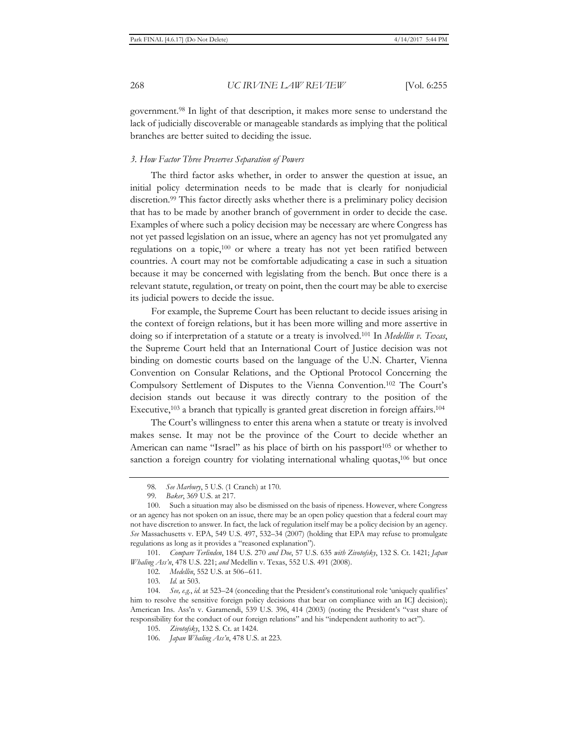government.[98] In light of that description, it makes more sense to understand the lack of judicially discoverable or manageable standards as implying that the political branches are better suited to deciding the issue.

### *3. How Factor Three Preserves Separation of Powers*

The third factor asks whether, in order to answer the question at issue, an initial policy determination needs to be made that is clearly for nonjudicial discretion.[99] This factor directly asks whether there is a preliminary policy decision that has to be made by another branch of government in order to decide the case. Examples of where such a policy decision may be necessary are where Congress has not yet passed legislation on an issue, where an agency has not yet promulgated any regulations on a topic,[100] or where a treaty has not yet been ratified between countries. A court may not be comfortable adjudicating a case in such a situation because it may be concerned with legislating from the bench. But once there is a relevant statute, regulation, or treaty on point, then the court may be able to exercise its judicial powers to decide the issue.

For example, the Supreme Court has been reluctant to decide issues arising in the context of foreign relations, but it has been more willing and more assertive in doing so if interpretation of a statute or a treaty is involved.[101] In *Medellin v. Texas*, the Supreme Court held that an International Court of Justice decision was not binding on domestic courts based on the language of the U.N. Charter, Vienna Convention on Consular Relations, and the Optional Protocol Concerning the Compulsory Settlement of Disputes to the Vienna Convention.[102] The Court's decision stands out because it was directly contrary to the position of the Executive,[103] a branch that typically is granted great discretion in foreign affairs.[104]

The Court's willingness to enter this arena when a statute or treaty is involved makes sense. It may not be the province of the Court to decide whether an American can name "Israel" as his place of birth on his passport[105] or whether to sanction a foreign country for violating international whaling quotas,[106] but once

---

98. *See Marbury*, 5 U.S. (1 Cranch) at 170.

99. *Baker*, 369 U.S. at 217.

100. Such a situation may also be dismissed on the basis of ripeness. However, where Congress or an agency has not spoken on an issue, there may be an open policy question that a federal court may not have discretion to answer. In fact, the lack of regulation itself may be a policy decision by an agency. *See* Massachusetts v. EPA, 549 U.S. 497, 532–34 (2007) (holding that EPA may refuse to promulgate regulations as long as it provides a "reasoned explanation").

101. *Compare Terlinden*, 184 U.S. 270 *and Doe*, 57 U.S. 635 *with Zivotofsky*, 132 S. Ct. 1421; *Japan Whaling Ass'n*, 478 U.S. 221; *and* Medellin v. Texas, 552 U.S. 491 (2008).

102. *Medellin*, 552 U.S. at 506–611.

103. *Id.* at 503.

104. *See, e.g.*, *id.* at 523–24 (conceding that the President's constitutional role 'uniquely qualifies' him to resolve the sensitive foreign policy decisions that bear on compliance with an ICJ decision); American Ins. Ass'n v. Garamendi, 539 U.S. 396, 414 (2003) (noting the President's "vast share of responsibility for the conduct of our foreign relations" and his "independent authority to act").

105. *Zivotofsky*, 132 S. Ct. at 1424.

106. *Japan Whaling Ass'n*, 478 U.S. at 223.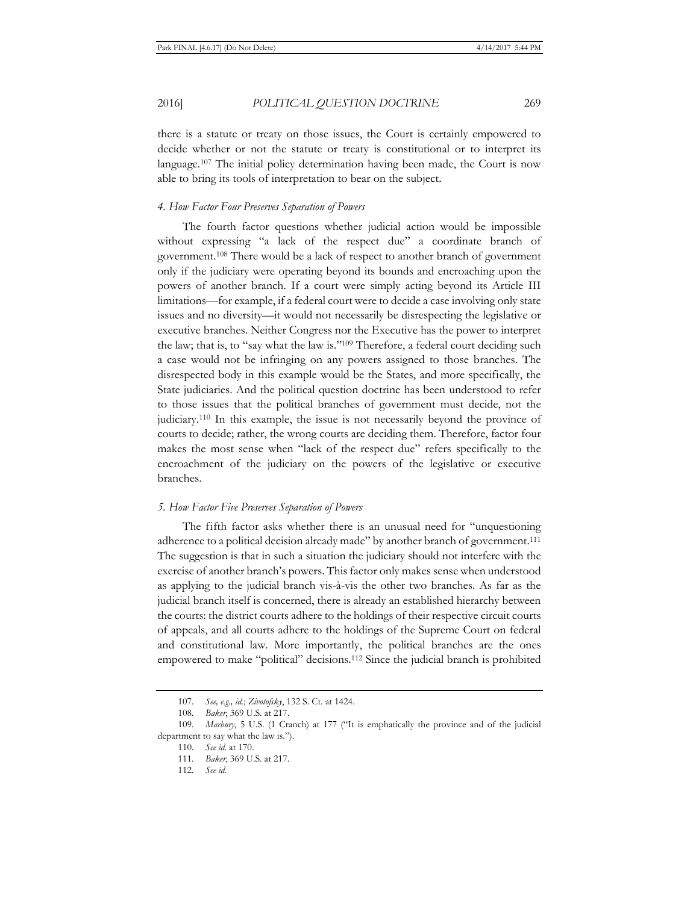there is a statute or treaty on those issues, the Court is certainly empowered to decide whether or not the statute or treaty is constitutional or to interpret its language.[107] The initial policy determination having been made, the Court is now able to bring its tools of interpretation to bear on the subject.

#### *4. How Factor Four Preserves Separation of Powers*

The fourth factor questions whether judicial action would be impossible without expressing "a lack of the respect due" a coordinate branch of government.[108] There would be a lack of respect to another branch of government only if the judiciary were operating beyond its bounds and encroaching upon the powers of another branch. If a court were simply acting beyond its Article III limitations—for example, if a federal court were to decide a case involving only state issues and no diversity—it would not necessarily be disrespecting the legislative or executive branches. Neither Congress nor the Executive has the power to interpret the law; that is, to "say what the law is."[109] Therefore, a federal court deciding such a case would not be infringing on any powers assigned to those branches. The disrespected body in this example would be the States, and more specifically, the State judiciaries. And the political question doctrine has been understood to refer to those issues that the political branches of government must decide, not the judiciary.[110] In this example, the issue is not necessarily beyond the province of courts to decide; rather, the wrong courts are deciding them. Therefore, factor four makes the most sense when "lack of the respect due" refers specifically to the encroachment of the judiciary on the powers of the legislative or executive branches.

#### *5. How Factor Five Preserves Separation of Powers*

The fifth factor asks whether there is an unusual need for "unquestioning adherence to a political decision already made" by another branch of government.[111] The suggestion is that in such a situation the judiciary should not interfere with the exercise of another branch's powers. This factor only makes sense when understood as applying to the judicial branch vis-à-vis the other two branches. As far as the judicial branch itself is concerned, there is already an established hierarchy between the courts: the district courts adhere to the holdings of their respective circuit courts of appeals, and all courts adhere to the holdings of the Supreme Court on federal and constitutional law. More importantly, the political branches are the ones empowered to make "political" decisions.[112] Since the judicial branch is prohibited

---

107. *See, e.g., id.*; *Zivotofsky*, 132 S. Ct. at 1424.

108. *Baker*, 369 U.S. at 217.

109. *Marbury*, 5 U.S. (1 Cranch) at 177 ("It is emphatically the province and of the judicial department to say what the law is.").

110. *See id.* at 170.

111. *Baker*, 369 U.S. at 217.

112. *See id.*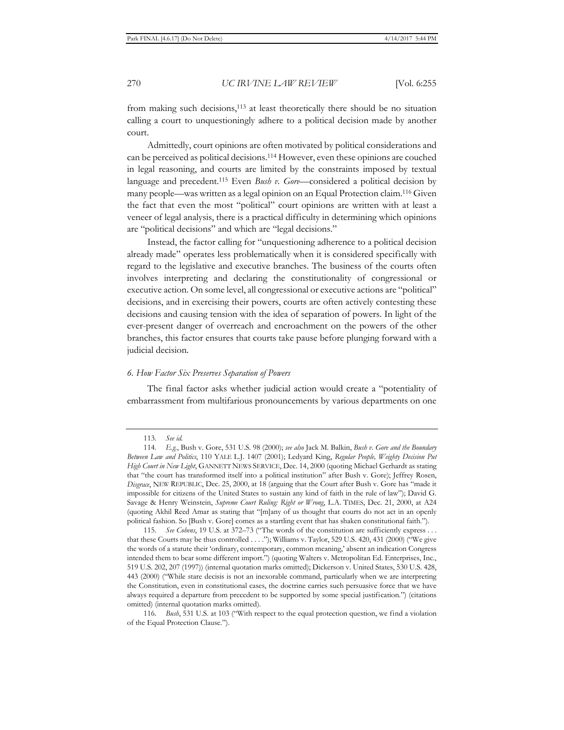from making such decisions,[113] at least theoretically there should be no situation calling a court to unquestioningly adhere to a political decision made by another court.

Admittedly, court opinions are often motivated by political considerations and can be perceived as political decisions.[114] However, even these opinions are couched in legal reasoning, and courts are limited by the constraints imposed by textual language and precedent.[115] Even *Bush v. Gore*—considered a political decision by many people—was written as a legal opinion on an Equal Protection claim.[116] Given the fact that even the most "political" court opinions are written with at least a veneer of legal analysis, there is a practical difficulty in determining which opinions are "political decisions" and which are "legal decisions."

Instead, the factor calling for "unquestioning adherence to a political decision already made" operates less problematically when it is considered specifically with regard to the legislative and executive branches. The business of the courts often involves interpreting and declaring the constitutionality of congressional or executive action. On some level, all congressional or executive actions are "political" decisions, and in exercising their powers, courts are often actively contesting these decisions and causing tension with the idea of separation of powers. In light of the ever-present danger of overreach and encroachment on the powers of the other branches, this factor ensures that courts take pause before plunging forward with a judicial decision.

### *6. How Factor Six Preserves Separation of Powers*

The final factor asks whether judicial action would create a "potentiality of embarrassment from multifarious pronouncements by various departments on one

---

113. *See id.*

114. *E.g.*, Bush v. Gore, 531 U.S. 98 (2000); *see also* Jack M. Balkin, *Bush v. Gore and the Boundary Between Law and Politics*, 110 YALE L.J. 1407 (2001); Ledyard King, *Regular People, Weighty Decision Put High Court in New Light*, GANNETT NEWS SERVICE, Dec. 14, 2000 (quoting Michael Gerhardt as stating that "the court has transformed itself into a political institution" after Bush v. Gore); Jeffrey Rosen, *Disgrace*, NEW REPUBLIC, Dec. 25, 2000, at 18 (arguing that the Court after Bush v. Gore has "made it impossible for citizens of the United States to sustain any kind of faith in the rule of law"); David G. Savage & Henry Weinstein, *Supreme Court Ruling: Right or Wrong*, L.A. TIMES, Dec. 21, 2000, at A24 (quoting Akhil Reed Amar as stating that "[m]any of us thought that courts do not act in an openly political fashion. So [Bush v. Gore] comes as a startling event that has shaken constitutional faith.").

115. *See Cohens*, 19 U.S. at 372–73 ("The words of the constitution are sufficiently express . . . that these Courts may be thus controlled . . . ."); Williams v. Taylor, 529 U.S. 420, 431 (2000) ("We give the words of a statute their 'ordinary, contemporary, common meaning,' absent an indication Congress intended them to bear some different import.") (quoting Walters v. Metropolitan Ed. Enterprises, Inc., 519 U.S. 202, 207 (1997)) (internal quotation marks omitted); Dickerson v. United States, 530 U.S. 428, 443 (2000) ("While stare decisis is not an inexorable command, particularly when we are interpreting the Constitution, even in constitutional cases, the doctrine carries such persuasive force that we have always required a departure from precedent to be supported by some special justification.") (citations omitted) (internal quotation marks omitted).

116. *Bush*, 531 U.S. at 103 ("With respect to the equal protection question, we find a violation of the Equal Protection Clause.").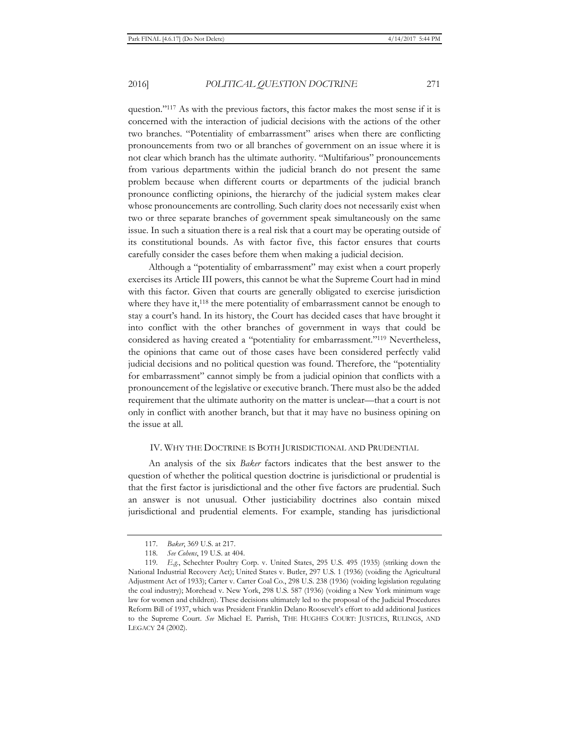question."[117] As with the previous factors, this factor makes the most sense if it is concerned with the interaction of judicial decisions with the actions of the other two branches. "Potentiality of embarrassment" arises when there are conflicting pronouncements from two or all branches of government on an issue where it is not clear which branch has the ultimate authority. "Multifarious" pronouncements from various departments within the judicial branch do not present the same problem because when different courts or departments of the judicial branch pronounce conflicting opinions, the hierarchy of the judicial system makes clear whose pronouncements are controlling. Such clarity does not necessarily exist when two or three separate branches of government speak simultaneously on the same issue. In such a situation there is a real risk that a court may be operating outside of its constitutional bounds. As with factor five, this factor ensures that courts carefully consider the cases before them when making a judicial decision.

Although a "potentiality of embarrassment" may exist when a court properly exercises its Article III powers, this cannot be what the Supreme Court had in mind with this factor. Given that courts are generally obligated to exercise jurisdiction where they have it,[118] the mere potentiality of embarrassment cannot be enough to stay a court's hand. In its history, the Court has decided cases that have brought it into conflict with the other branches of government in ways that could be considered as having created a "potentiality for embarrassment."[119] Nevertheless, the opinions that came out of those cases have been considered perfectly valid judicial decisions and no political question was found. Therefore, the "potentiality for embarrassment" cannot simply be from a judicial opinion that conflicts with a pronouncement of the legislative or executive branch. There must also be the added requirement that the ultimate authority on the matter is unclear—that a court is not only in conflict with another branch, but that it may have no business opining on the issue at all.

## IV. WHY THE DOCTRINE IS BOTH JURISDICTIONAL AND PRUDENTIAL

An analysis of the six *Baker* factors indicates that the best answer to the question of whether the political question doctrine is jurisdictional or prudential is that the first factor is jurisdictional and the other five factors are prudential. Such an answer is not unusual. Other justiciability doctrines also contain mixed jurisdictional and prudential elements. For example, standing has jurisdictional

---

117. *Baker*, 369 U.S. at 217.

118. *See Cohens*, 19 U.S. at 404.

119. *E.g.*, Schechter Poultry Corp. v. United States, 295 U.S. 495 (1935) (striking down the National Industrial Recovery Act); United States v. Butler, 297 U.S. 1 (1936) (voiding the Agricultural Adjustment Act of 1933); Carter v. Carter Coal Co., 298 U.S. 238 (1936) (voiding legislation regulating the coal industry); Morehead v. New York, 298 U.S. 587 (1936) (voiding a New York minimum wage law for women and children). These decisions ultimately led to the proposal of the Judicial Procedures Reform Bill of 1937, which was President Franklin Delano Roosevelt's effort to add additional Justices to the Supreme Court. *See* Michael E. Parrish, THE HUGHES COURT: JUSTICES, RULINGS, AND LEGACY 24 (2002).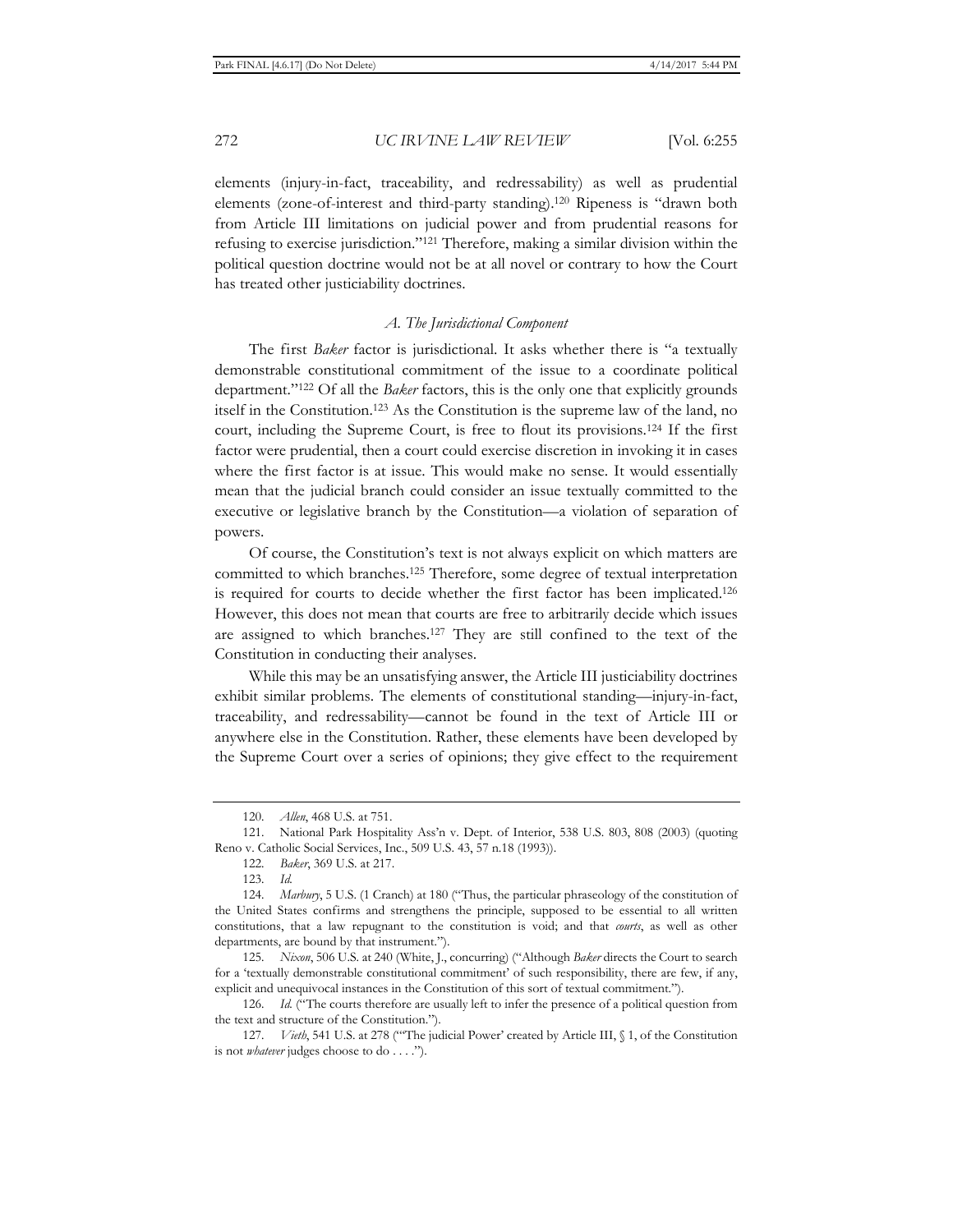elements (injury-in-fact, traceability, and redressability) as well as prudential elements (zone-of-interest and third-party standing).[120] Ripeness is "drawn both from Article III limitations on judicial power and from prudential reasons for refusing to exercise jurisdiction."[121] Therefore, making a similar division within the political question doctrine would not be at all novel or contrary to how the Court has treated other justiciability doctrines.

### *A. The Jurisdictional Component*

The first *Baker* factor is jurisdictional. It asks whether there is "a textually demonstrable constitutional commitment of the issue to a coordinate political department."[122] Of all the *Baker* factors, this is the only one that explicitly grounds itself in the Constitution.[123] As the Constitution is the supreme law of the land, no court, including the Supreme Court, is free to flout its provisions.[124] If the first factor were prudential, then a court could exercise discretion in invoking it in cases where the first factor is at issue. This would make no sense. It would essentially mean that the judicial branch could consider an issue textually committed to the executive or legislative branch by the Constitution—a violation of separation of powers.

Of course, the Constitution's text is not always explicit on which matters are committed to which branches.[125] Therefore, some degree of textual interpretation is required for courts to decide whether the first factor has been implicated.[126] However, this does not mean that courts are free to arbitrarily decide which issues are assigned to which branches.[127] They are still confined to the text of the Constitution in conducting their analyses.

While this may be an unsatisfying answer, the Article III justiciability doctrines exhibit similar problems. The elements of constitutional standing—injury-in-fact, traceability, and redressability—cannot be found in the text of Article III or anywhere else in the Constitution. Rather, these elements have been developed by the Supreme Court over a series of opinions; they give effect to the requirement

---

120. *Allen*, 468 U.S. at 751.

121. National Park Hospitality Ass'n v. Dept. of Interior, 538 U.S. 803, 808 (2003) (quoting Reno v. Catholic Social Services, Inc., 509 U.S. 43, 57 n.18 (1993)).

122. *Baker*, 369 U.S. at 217.

123. *Id.*

124. *Marbury*, 5 U.S. (1 Cranch) at 180 ("Thus, the particular phraseology of the constitution of the United States confirms and strengthens the principle, supposed to be essential to all written constitutions, that a law repugnant to the constitution is void; and that *courts*, as well as other departments, are bound by that instrument.").

125. *Nixon*, 506 U.S. at 240 (White, J., concurring) ("Although *Baker* directs the Court to search for a 'textually demonstrable constitutional commitment' of such responsibility, there are few, if any, explicit and unequivocal instances in the Constitution of this sort of textual commitment.").

126. *Id.* ("The courts therefore are usually left to infer the presence of a political question from the text and structure of the Constitution.").

127. *Vieth*, 541 U.S. at 278 ("'The judicial Power' created by Article III, § 1, of the Constitution is not *whatever* judges choose to do . . . .").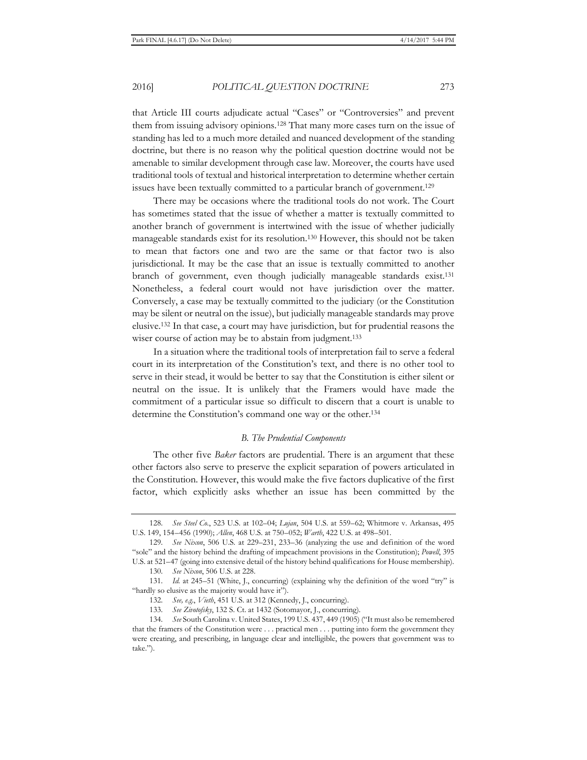that Article III courts adjudicate actual "Cases" or "Controversies" and prevent them from issuing advisory opinions.[128] That many more cases turn on the issue of standing has led to a much more detailed and nuanced development of the standing doctrine, but there is no reason why the political question doctrine would not be amenable to similar development through case law. Moreover, the courts have used traditional tools of textual and historical interpretation to determine whether certain issues have been textually committed to a particular branch of government.[129]

There may be occasions where the traditional tools do not work. The Court has sometimes stated that the issue of whether a matter is textually committed to another branch of government is intertwined with the issue of whether judicially manageable standards exist for its resolution.[130] However, this should not be taken to mean that factors one and two are the same or that factor two is also jurisdictional. It may be the case that an issue is textually committed to another branch of government, even though judicially manageable standards exist.[131] Nonetheless, a federal court would not have jurisdiction over the matter. Conversely, a case may be textually committed to the judiciary (or the Constitution may be silent or neutral on the issue), but judicially manageable standards may prove elusive.[132] In that case, a court may have jurisdiction, but for prudential reasons the wiser course of action may be to abstain from judgment.[133]

In a situation where the traditional tools of interpretation fail to serve a federal court in its interpretation of the Constitution's text, and there is no other tool to serve in their stead, it would be better to say that the Constitution is either silent or neutral on the issue. It is unlikely that the Framers would have made the commitment of a particular issue so difficult to discern that a court is unable to determine the Constitution's command one way or the other.[134]

### *B. The Prudential Components*

The other five *Baker* factors are prudential. There is an argument that these other factors also serve to preserve the explicit separation of powers articulated in the Constitution. However, this would make the five factors duplicative of the first factor, which explicitly asks whether an issue has been committed by the

---

128. *See Steel Co.*, 523 U.S. at 102–04; *Lujan*, 504 U.S. at 559–62; Whitmore v. Arkansas, 495 U.S. 149, 154–456 (1990); *Allen*, 468 U.S. at 750–052; *Warth*, 422 U.S. at 498–501.

129. *See Nixon*, 506 U.S. at 229–231, 233–36 (analyzing the use and definition of the word "sole" and the history behind the drafting of impeachment provisions in the Constitution); *Powell*, 395 U.S. at 521–47 (going into extensive detail of the history behind qualifications for House membership).

130. *See Nixon*, 506 U.S. at 228.

131. *Id.* at 245–51 (White, J., concurring) (explaining why the definition of the word "try" is "hardly so elusive as the majority would have it").

132. *See, e.g.*, *Vieth*, 451 U.S. at 312 (Kennedy, J., concurring).

133. *See Zivotofsky*, 132 S. Ct. at 1432 (Sotomayor, J., concurring).

134. *See* South Carolina v. United States, 199 U.S. 437, 449 (1905) ("It must also be remembered that the framers of the Constitution were . . . practical men . . . putting into form the government they were creating, and prescribing, in language clear and intelligible, the powers that government was to take.").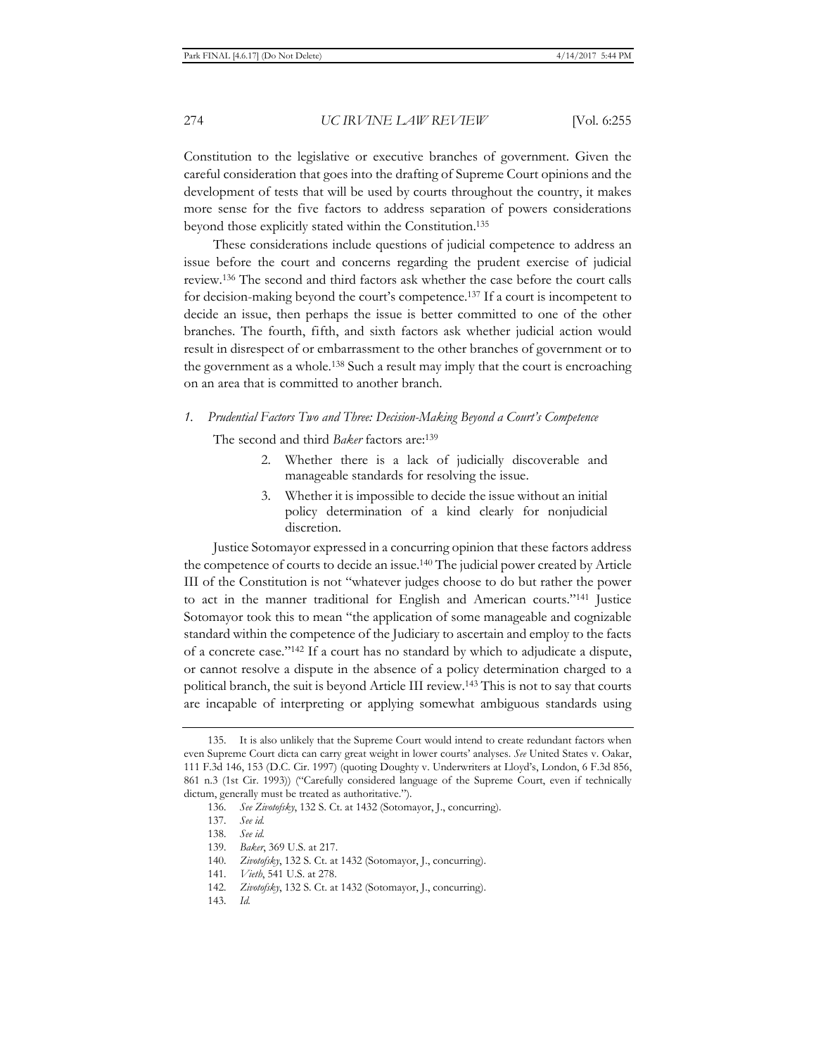Constitution to the legislative or executive branches of government. Given the careful consideration that goes into the drafting of Supreme Court opinions and the development of tests that will be used by courts throughout the country, it makes more sense for the five factors to address separation of powers considerations beyond those explicitly stated within the Constitution.[135]

These considerations include questions of judicial competence to address an issue before the court and concerns regarding the prudent exercise of judicial review.[136] The second and third factors ask whether the case before the court calls for decision-making beyond the court's competence.[137] If a court is incompetent to decide an issue, then perhaps the issue is better committed to one of the other branches. The fourth, fifth, and sixth factors ask whether judicial action would result in disrespect of or embarrassment to the other branches of government or to the government as a whole.[138] Such a result may imply that the court is encroaching on an area that is committed to another branch.

### *1. Prudential Factors Two and Three: Decision-Making Beyond a Court's Competence*

The second and third *Baker* factors are:[139]

> 2. Whether there is a lack of judicially discoverable and manageable standards for resolving the issue.
> 3. Whether it is impossible to decide the issue without an initial policy determination of a kind clearly for nonjudicial discretion.

Justice Sotomayor expressed in a concurring opinion that these factors address the competence of courts to decide an issue.[140] The judicial power created by Article III of the Constitution is not "whatever judges choose to do but rather the power to act in the manner traditional for English and American courts."[141] Justice Sotomayor took this to mean "the application of some manageable and cognizable standard within the competence of the Judiciary to ascertain and employ to the facts of a concrete case."[142] If a court has no standard by which to adjudicate a dispute, or cannot resolve a dispute in the absence of a policy determination charged to a political branch, the suit is beyond Article III review.[143] This is not to say that courts are incapable of interpreting or applying somewhat ambiguous standards using

---

135. It is also unlikely that the Supreme Court would intend to create redundant factors when even Supreme Court dicta can carry great weight in lower courts' analyses. *See* United States v. Oakar, 111 F.3d 146, 153 (D.C. Cir. 1997) (quoting Doughty v. Underwriters at Lloyd's, London, 6 F.3d 856, 861 n.3 (1st Cir. 1993)) ("Carefully considered language of the Supreme Court, even if technically dictum, generally must be treated as authoritative.").

136. *See Zivotofsky*, 132 S. Ct. at 1432 (Sotomayor, J., concurring).

137. *See id.*

138. *See id.*

139. *Baker*, 369 U.S. at 217.

140. *Zivotofsky*, 132 S. Ct. at 1432 (Sotomayor, J., concurring).

141. *Vieth*, 541 U.S. at 278.

142. *Zivotofsky*, 132 S. Ct. at 1432 (Sotomayor, J., concurring).

143. *Id.*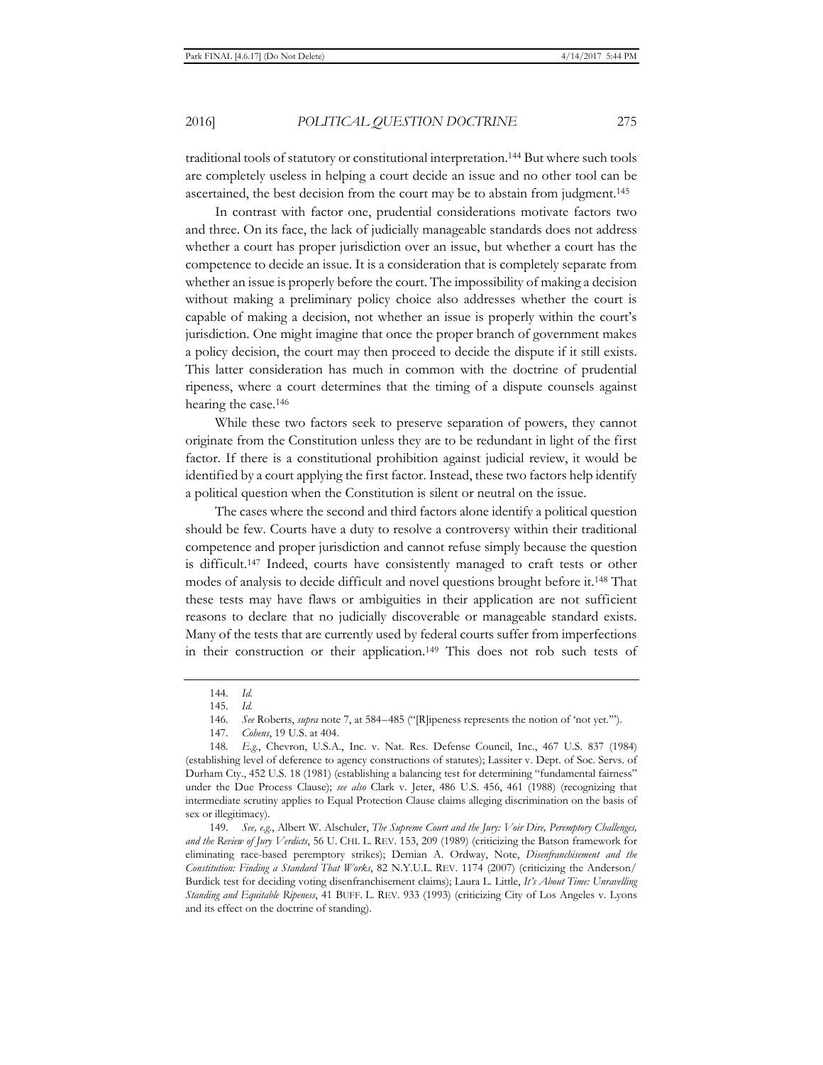traditional tools of statutory or constitutional interpretation.[144] But where such tools are completely useless in helping a court decide an issue and no other tool can be ascertained, the best decision from the court may be to abstain from judgment.[145]

In contrast with factor one, prudential considerations motivate factors two and three. On its face, the lack of judicially manageable standards does not address whether a court has proper jurisdiction over an issue, but whether a court has the competence to decide an issue. It is a consideration that is completely separate from whether an issue is properly before the court. The impossibility of making a decision without making a preliminary policy choice also addresses whether the court is capable of making a decision, not whether an issue is properly within the court's jurisdiction. One might imagine that once the proper branch of government makes a policy decision, the court may then proceed to decide the dispute if it still exists. This latter consideration has much in common with the doctrine of prudential ripeness, where a court determines that the timing of a dispute counsels against hearing the case.[146]

While these two factors seek to preserve separation of powers, they cannot originate from the Constitution unless they are to be redundant in light of the first factor. If there is a constitutional prohibition against judicial review, it would be identified by a court applying the first factor. Instead, these two factors help identify a political question when the Constitution is silent or neutral on the issue.

The cases where the second and third factors alone identify a political question should be few. Courts have a duty to resolve a controversy within their traditional competence and proper jurisdiction and cannot refuse simply because the question is difficult.[147] Indeed, courts have consistently managed to craft tests or other modes of analysis to decide difficult and novel questions brought before it.[148] That these tests may have flaws or ambiguities in their application are not sufficient reasons to declare that no judicially discoverable or manageable standard exists. Many of the tests that are currently used by federal courts suffer from imperfections in their construction or their application.[149] This does not rob such tests of

---

144. *Id.*

145. *Id.*

146. *See* Roberts, *supra* note 7, at 584–485 ("[R]ipeness represents the notion of 'not yet.'").

147. *Cohens*, 19 U.S. at 404.

148. *E.g.*, Chevron, U.S.A., Inc. v. Nat. Res. Defense Council, Inc., 467 U.S. 837 (1984) (establishing level of deference to agency constructions of statutes); Lassiter v. Dept. of Soc. Servs. of Durham Cty., 452 U.S. 18 (1981) (establishing a balancing test for determining "fundamental fairness" under the Due Process Clause); *see also* Clark v. Jeter, 486 U.S. 456, 461 (1988) (recognizing that intermediate scrutiny applies to Equal Protection Clause claims alleging discrimination on the basis of sex or illegitimacy).

149. *See, e.g.*, Albert W. Alschuler, *The Supreme Court and the Jury: Voir Dire, Peremptory Challenges, and the Review of Jury Verdicts*, 56 U. CHI. L. REV. 153, 209 (1989) (criticizing the Batson framework for eliminating race-based peremptory strikes); Demian A. Ordway, Note, *Disenfranchisement and the Constitution: Finding a Standard That Works*, 82 N.Y.U.L. REV. 1174 (2007) (criticizing the Anderson/Burdick test for deciding voting disenfranchisement claims); Laura L. Little, *It's About Time: Unravelling Standing and Equitable Ripeness*, 41 BUFF. L. REV. 933 (1993) (criticizing City of Los Angeles v. Lyons and its effect on the doctrine of standing).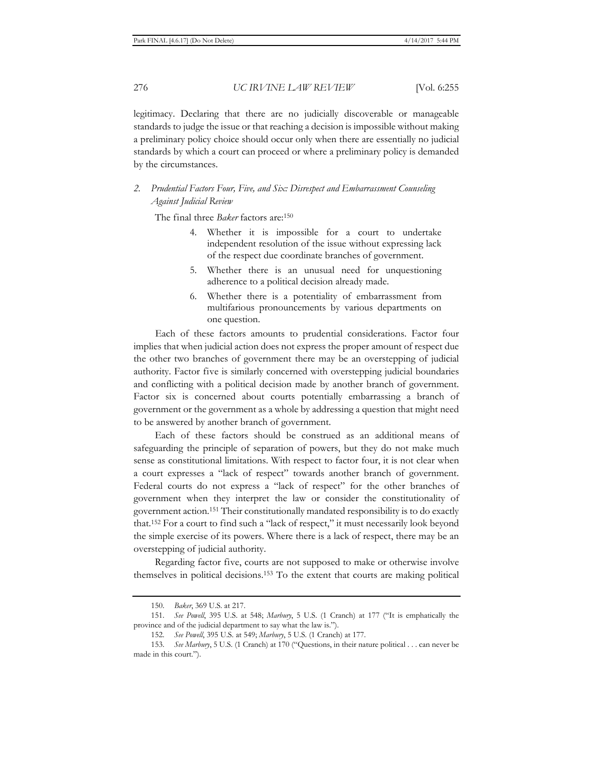legitimacy. Declaring that there are no judicially discoverable or manageable standards to judge the issue or that reaching a decision is impossible without making a preliminary policy choice should occur only when there are essentially no judicial standards by which a court can proceed or where a preliminary policy is demanded by the circumstances.

### 2. *Prudential Factors Four, Five, and Six: Disrespect and Embarrassment Counseling Against Judicial Review*

The final three *Baker* factors are:[150]

> 4. Whether it is impossible for a court to undertake independent resolution of the issue without expressing lack of the respect due coordinate branches of government.
> 5. Whether there is an unusual need for unquestioning adherence to a political decision already made.
> 6. Whether there is a potentiality of embarrassment from multifarious pronouncements by various departments on one question.

Each of these factors amounts to prudential considerations. Factor four implies that when judicial action does not express the proper amount of respect due the other two branches of government there may be an overstepping of judicial authority. Factor five is similarly concerned with overstepping judicial boundaries and conflicting with a political decision made by another branch of government. Factor six is concerned about courts potentially embarrassing a branch of government or the government as a whole by addressing a question that might need to be answered by another branch of government.

Each of these factors should be construed as an additional means of safeguarding the principle of separation of powers, but they do not make much sense as constitutional limitations. With respect to factor four, it is not clear when a court expresses a "lack of respect" towards another branch of government. Federal courts do not express a "lack of respect" for the other branches of government when they interpret the law or consider the constitutionality of government action.[151] Their constitutionally mandated responsibility is to do exactly that.[152] For a court to find such a "lack of respect," it must necessarily look beyond the simple exercise of its powers. Where there is a lack of respect, there may be an overstepping of judicial authority.

Regarding factor five, courts are not supposed to make or otherwise involve themselves in political decisions.[153] To the extent that courts are making political

---

150. *Baker*, 369 U.S. at 217.

151. *See Powell*, 395 U.S. at 548; *Marbury*, 5 U.S. (1 Cranch) at 177 ("It is emphatically the province and of the judicial department to say what the law is.").

152. *See Powell*, 395 U.S. at 549; *Marbury*, 5 U.S. (1 Cranch) at 177.

153. *See Marbury*, 5 U.S. (1 Cranch) at 170 ("Questions, in their nature political . . . can never be made in this court.").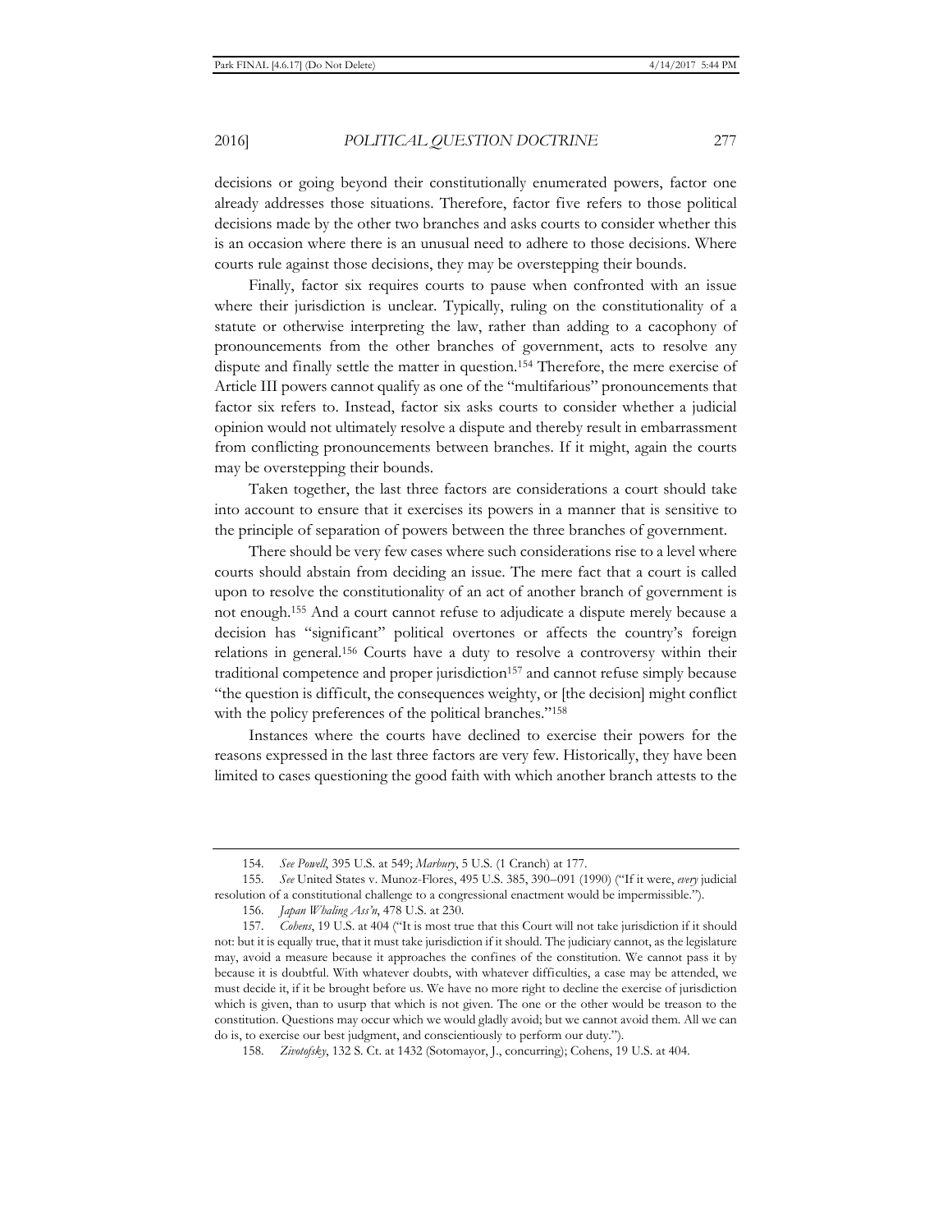decisions or going beyond their constitutionally enumerated powers, factor one already addresses those situations. Therefore, factor five refers to those political decisions made by the other two branches and asks courts to consider whether this is an occasion where there is an unusual need to adhere to those decisions. Where courts rule against those decisions, they may be overstepping their bounds.

Finally, factor six requires courts to pause when confronted with an issue where their jurisdiction is unclear. Typically, ruling on the constitutionality of a statute or otherwise interpreting the law, rather than adding to a cacophony of pronouncements from the other branches of government, acts to resolve any dispute and finally settle the matter in question.[154] Therefore, the mere exercise of Article III powers cannot qualify as one of the "multifarious" pronouncements that factor six refers to. Instead, factor six asks courts to consider whether a judicial opinion would not ultimately resolve a dispute and thereby result in embarrassment from conflicting pronouncements between branches. If it might, again the courts may be overstepping their bounds.

Taken together, the last three factors are considerations a court should take into account to ensure that it exercises its powers in a manner that is sensitive to the principle of separation of powers between the three branches of government.

There should be very few cases where such considerations rise to a level where courts should abstain from deciding an issue. The mere fact that a court is called upon to resolve the constitutionality of an act of another branch of government is not enough.[155] And a court cannot refuse to adjudicate a dispute merely because a decision has "significant" political overtones or affects the country's foreign relations in general.[156] Courts have a duty to resolve a controversy within their traditional competence and proper jurisdiction[157] and cannot refuse simply because "the question is difficult, the consequences weighty, or [the decision] might conflict with the policy preferences of the political branches."[158]

Instances where the courts have declined to exercise their powers for the reasons expressed in the last three factors are very few. Historically, they have been limited to cases questioning the good faith with which another branch attests to the

---

154. *See Powell*, 395 U.S. at 549; *Marbury*, 5 U.S. (1 Cranch) at 177.

155. *See* United States v. Munoz-Flores, 495 U.S. 385, 390–091 (1990) ("If it were, *every* judicial resolution of a constitutional challenge to a congressional enactment would be impermissible.").

156. *Japan Whaling Ass'n*, 478 U.S. at 230.

157. *Cohens*, 19 U.S. at 404 ("It is most true that this Court will not take jurisdiction if it should not: but it is equally true, that it must take jurisdiction if it should. The judiciary cannot, as the legislature may, avoid a measure because it approaches the confines of the constitution. We cannot pass it by because it is doubtful. With whatever doubts, with whatever difficulties, a case may be attended, we must decide it, if it be brought before us. We have no more right to decline the exercise of jurisdiction which is given, than to usurp that which is not given. The one or the other would be treason to the constitution. Questions may occur which we would gladly avoid; but we cannot avoid them. All we can do is, to exercise our best judgment, and conscientiously to perform our duty.").

158. *Zivotofsky*, 132 S. Ct. at 1432 (Sotomayor, J., concurring); Cohens, 19 U.S. at 404.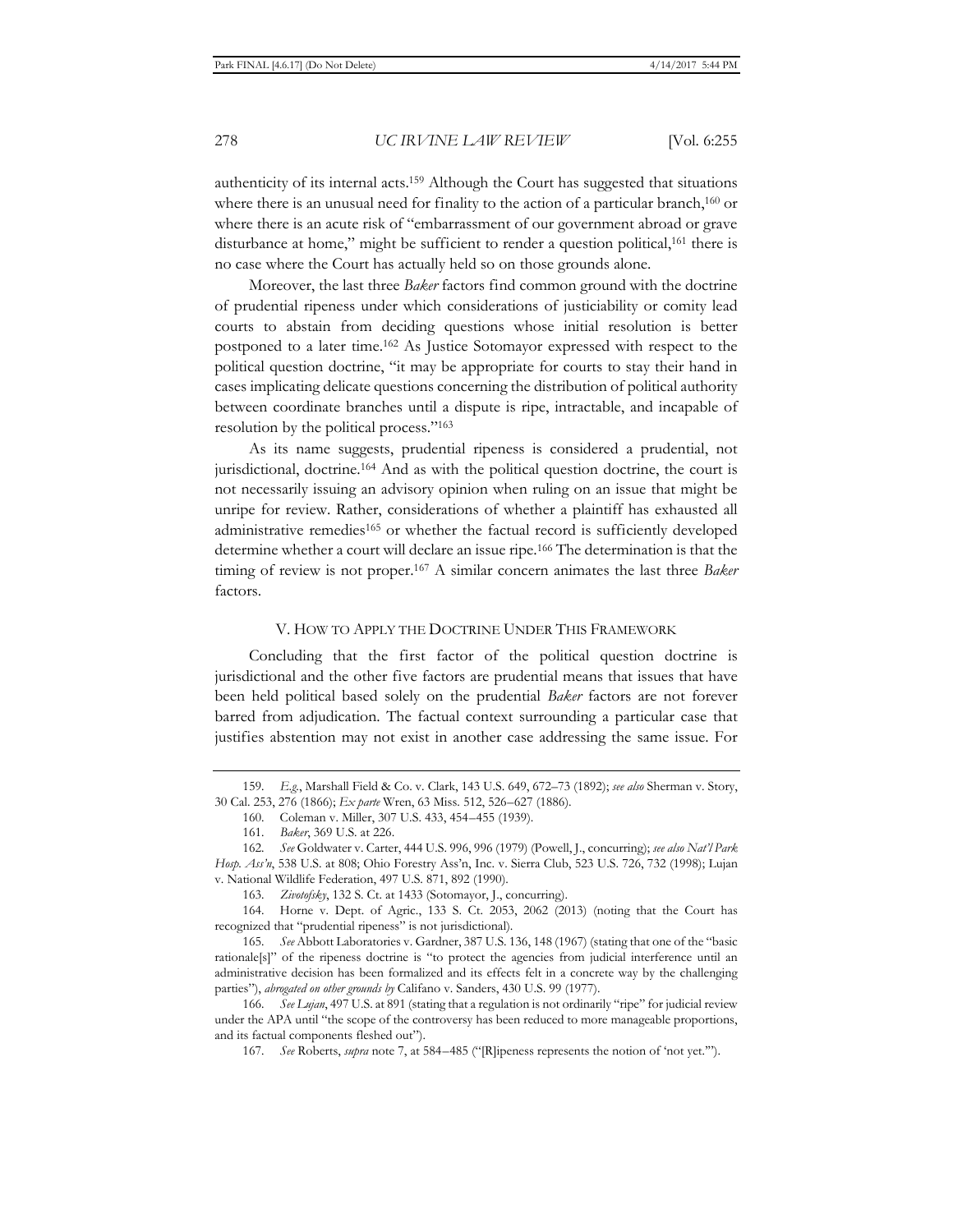authenticity of its internal acts.[159] Although the Court has suggested that situations where there is an unusual need for finality to the action of a particular branch,[160] or where there is an acute risk of "embarrassment of our government abroad or grave disturbance at home," might be sufficient to render a question political,[161] there is no case where the Court has actually held so on those grounds alone.

Moreover, the last three *Baker* factors find common ground with the doctrine of prudential ripeness under which considerations of justiciability or comity lead courts to abstain from deciding questions whose initial resolution is better postponed to a later time.[162] As Justice Sotomayor expressed with respect to the political question doctrine, "it may be appropriate for courts to stay their hand in cases implicating delicate questions concerning the distribution of political authority between coordinate branches until a dispute is ripe, intractable, and incapable of resolution by the political process."[163]

As its name suggests, prudential ripeness is considered a prudential, not jurisdictional, doctrine.[164] And as with the political question doctrine, the court is not necessarily issuing an advisory opinion when ruling on an issue that might be unripe for review. Rather, considerations of whether a plaintiff has exhausted all administrative remedies[165] or whether the factual record is sufficiently developed determine whether a court will declare an issue ripe.[166] The determination is that the timing of review is not proper.[167] A similar concern animates the last three *Baker* factors.

## V. HOW TO APPLY THE DOCTRINE UNDER THIS FRAMEWORK

Concluding that the first factor of the political question doctrine is jurisdictional and the other five factors are prudential means that issues that have been held political based solely on the prudential *Baker* factors are not forever barred from adjudication. The factual context surrounding a particular case that justifies abstention may not exist in another case addressing the same issue. For

---

159. *E.g.*, Marshall Field & Co. v. Clark, 143 U.S. 649, 672–73 (1892); *see also* Sherman v. Story, 30 Cal. 253, 276 (1866); *Ex parte* Wren, 63 Miss. 512, 526–627 (1886).

160. Coleman v. Miller, 307 U.S. 433, 454–455 (1939).

161. *Baker*, 369 U.S. at 226.

162. *See* Goldwater v. Carter, 444 U.S. 996, 996 (1979) (Powell, J., concurring); *see also Nat'l Park Hosp. Ass'n*, 538 U.S. at 808; Ohio Forestry Ass'n, Inc. v. Sierra Club, 523 U.S. 726, 732 (1998); Lujan v. National Wildlife Federation, 497 U.S. 871, 892 (1990).

163. *Zivotofsky*, 132 S. Ct. at 1433 (Sotomayor, J., concurring).

164. Horne v. Dept. of Agric., 133 S. Ct. 2053, 2062 (2013) (noting that the Court has recognized that "prudential ripeness" is not jurisdictional).

165. *See* Abbott Laboratories v. Gardner, 387 U.S. 136, 148 (1967) (stating that one of the "basic rationale[s]" of the ripeness doctrine is "to protect the agencies from judicial interference until an administrative decision has been formalized and its effects felt in a concrete way by the challenging parties"), *abrogated on other grounds by* Califano v. Sanders, 430 U.S. 99 (1977).

166. *See Lujan*, 497 U.S. at 891 (stating that a regulation is not ordinarily "ripe" for judicial review under the APA until "the scope of the controversy has been reduced to more manageable proportions, and its factual components fleshed out").

167. *See* Roberts, *supra* note 7, at 584–485 ("[R]ipeness represents the notion of 'not yet.'").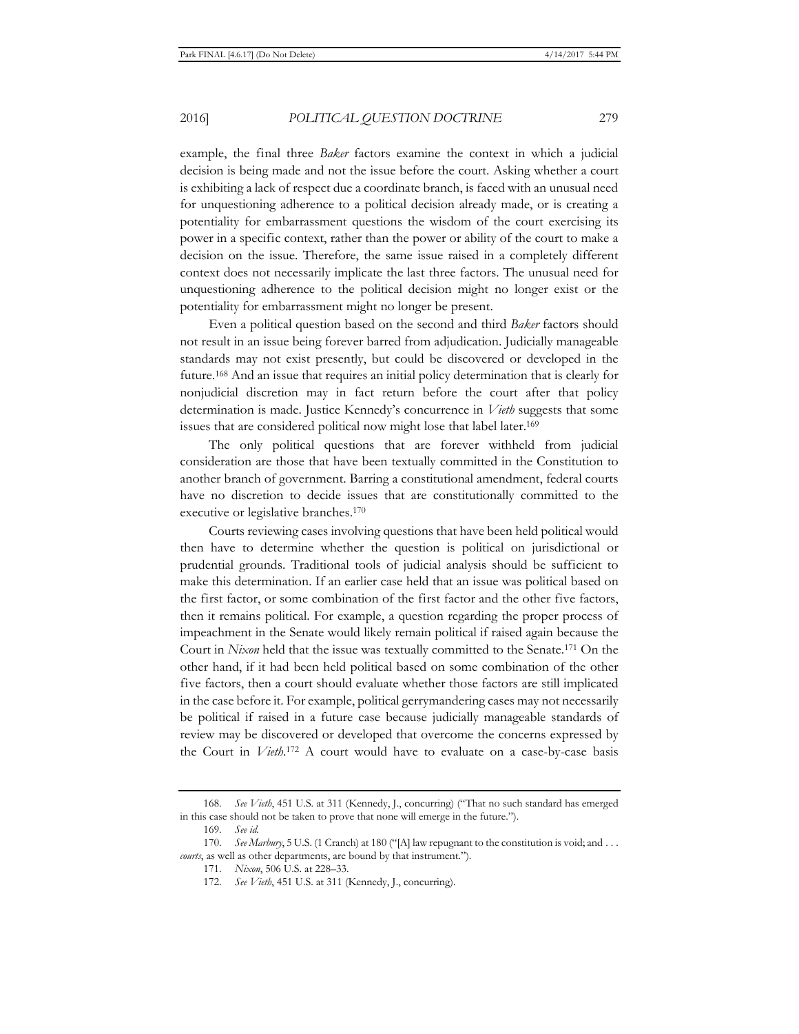example, the final three *Baker* factors examine the context in which a judicial decision is being made and not the issue before the court. Asking whether a court is exhibiting a lack of respect due a coordinate branch, is faced with an unusual need for unquestioning adherence to a political decision already made, or is creating a potentiality for embarrassment questions the wisdom of the court exercising its power in a specific context, rather than the power or ability of the court to make a decision on the issue. Therefore, the same issue raised in a completely different context does not necessarily implicate the last three factors. The unusual need for unquestioning adherence to the political decision might no longer exist or the potentiality for embarrassment might no longer be present.

Even a political question based on the second and third *Baker* factors should not result in an issue being forever barred from adjudication. Judicially manageable standards may not exist presently, but could be discovered or developed in the future.[168] And an issue that requires an initial policy determination that is clearly for nonjudicial discretion may in fact return before the court after that policy determination is made. Justice Kennedy's concurrence in *Vieth* suggests that some issues that are considered political now might lose that label later.[169]

The only political questions that are forever withheld from judicial consideration are those that have been textually committed in the Constitution to another branch of government. Barring a constitutional amendment, federal courts have no discretion to decide issues that are constitutionally committed to the executive or legislative branches.[170]

Courts reviewing cases involving questions that have been held political would then have to determine whether the question is political on jurisdictional or prudential grounds. Traditional tools of judicial analysis should be sufficient to make this determination. If an earlier case held that an issue was political based on the first factor, or some combination of the first factor and the other five factors, then it remains political. For example, a question regarding the proper process of impeachment in the Senate would likely remain political if raised again because the Court in *Nixon* held that the issue was textually committed to the Senate.[171] On the other hand, if it had been held political based on some combination of the other five factors, then a court should evaluate whether those factors are still implicated in the case before it. For example, political gerrymandering cases may not necessarily be political if raised in a future case because judicially manageable standards of review may be discovered or developed that overcome the concerns expressed by the Court in *Vieth*.[172] A court would have to evaluate on a case-by-case basis

---

168. *See Vieth*, 451 U.S. at 311 (Kennedy, J., concurring) ("That no such standard has emerged in this case should not be taken to prove that none will emerge in the future.").

169. *See id.*

170. *See Marbury*, 5 U.S. (1 Cranch) at 180 ("[A] law repugnant to the constitution is void; and . . . *courts*, as well as other departments, are bound by that instrument.").

171. *Nixon*, 506 U.S. at 228–33.

172. *See Vieth*, 451 U.S. at 311 (Kennedy, J., concurring).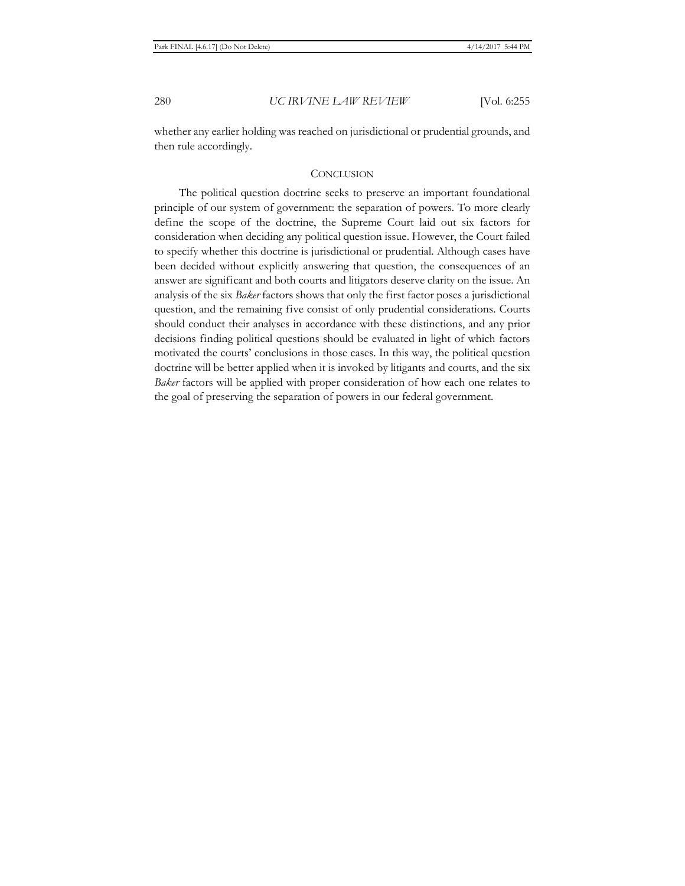whether any earlier holding was reached on jurisdictional or prudential grounds, and then rule accordingly.

## CONCLUSION

The political question doctrine seeks to preserve an important foundational principle of our system of government: the separation of powers. To more clearly define the scope of the doctrine, the Supreme Court laid out six factors for consideration when deciding any political question issue. However, the Court failed to specify whether this doctrine is jurisdictional or prudential. Although cases have been decided without explicitly answering that question, the consequences of an answer are significant and both courts and litigators deserve clarity on the issue. An analysis of the six *Baker* factors shows that only the first factor poses a jurisdictional question, and the remaining five consist of only prudential considerations. Courts should conduct their analyses in accordance with these distinctions, and any prior decisions finding political questions should be evaluated in light of which factors motivated the courts' conclusions in those cases. In this way, the political question doctrine will be better applied when it is invoked by litigants and courts, and the six *Baker* factors will be applied with proper consideration of how each one relates to the goal of preserving the separation of powers in our federal government.